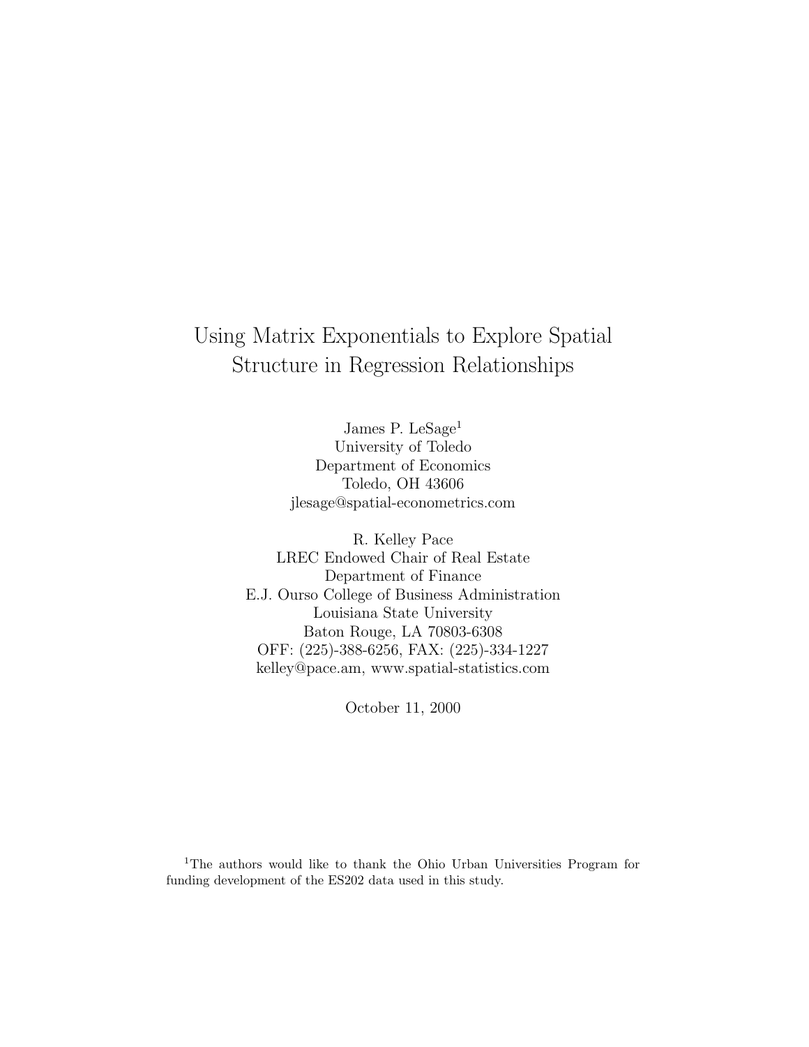# Using Matrix Exponentials to Explore Spatial Structure in Regression Relationships

James P. LeSage[1]
University of Toledo
Department of Economics
Toledo, OH 43606
jlesage@spatial-econometrics.com

R. Kelley Pace
LREC Endowed Chair of Real Estate
Department of Finance
E.J. Ourso College of Business Administration
Louisiana State University
Baton Rouge, LA 70803-6308
OFF: (225)-388-6256, FAX: (225)-334-1227
kelley@pace.am, www.spatial-statistics.com

October 11, 2000

[1] The authors would like to thank the Ohio Urban Universities Program for funding development of the ES202 data used in this study.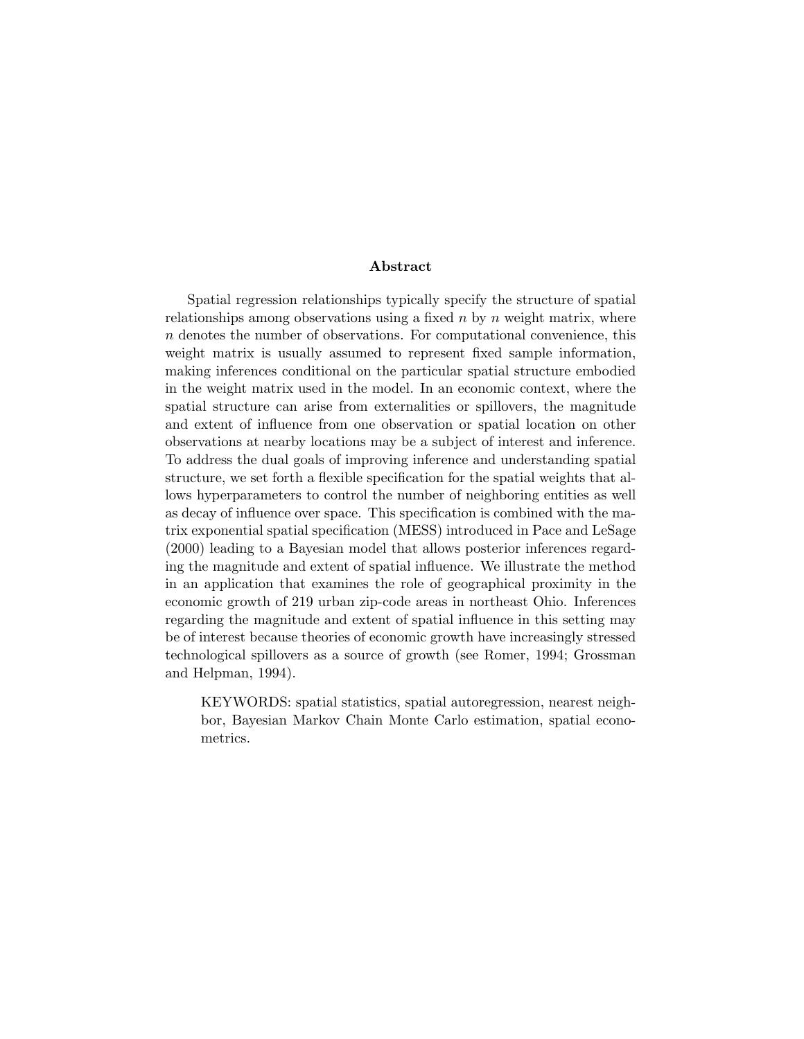## Abstract

Spatial regression relationships typically specify the structure of spatial relationships among observations using a fixed $n$ by $n$ weight matrix, where $n$ denotes the number of observations. For computational convenience, this weight matrix is usually assumed to represent fixed sample information, making inferences conditional on the particular spatial structure embodied in the weight matrix used in the model. In an economic context, where the spatial structure can arise from externalities or spillovers, the magnitude and extent of influence from one observation or spatial location on other observations at nearby locations may be a subject of interest and inference. To address the dual goals of improving inference and understanding spatial structure, we set forth a flexible specification for the spatial weights that allows hyperparameters to control the number of neighboring entities as well as decay of influence over space. This specification is combined with the matrix exponential spatial specification (MESS) introduced in Pace and LeSage (2000) leading to a Bayesian model that allows posterior inferences regarding the magnitude and extent of spatial influence. We illustrate the method in an application that examines the role of geographical proximity in the economic growth of 219 urban zip-code areas in northeast Ohio. Inferences regarding the magnitude and extent of spatial influence in this setting may be of interest because theories of economic growth have increasingly stressed technological spillovers as a source of growth (see Romer, 1994; Grossman and Helpman, 1994).

KEYWORDS: spatial statistics, spatial autoregression, nearest neighbor, Bayesian Markov Chain Monte Carlo estimation, spatial econometrics.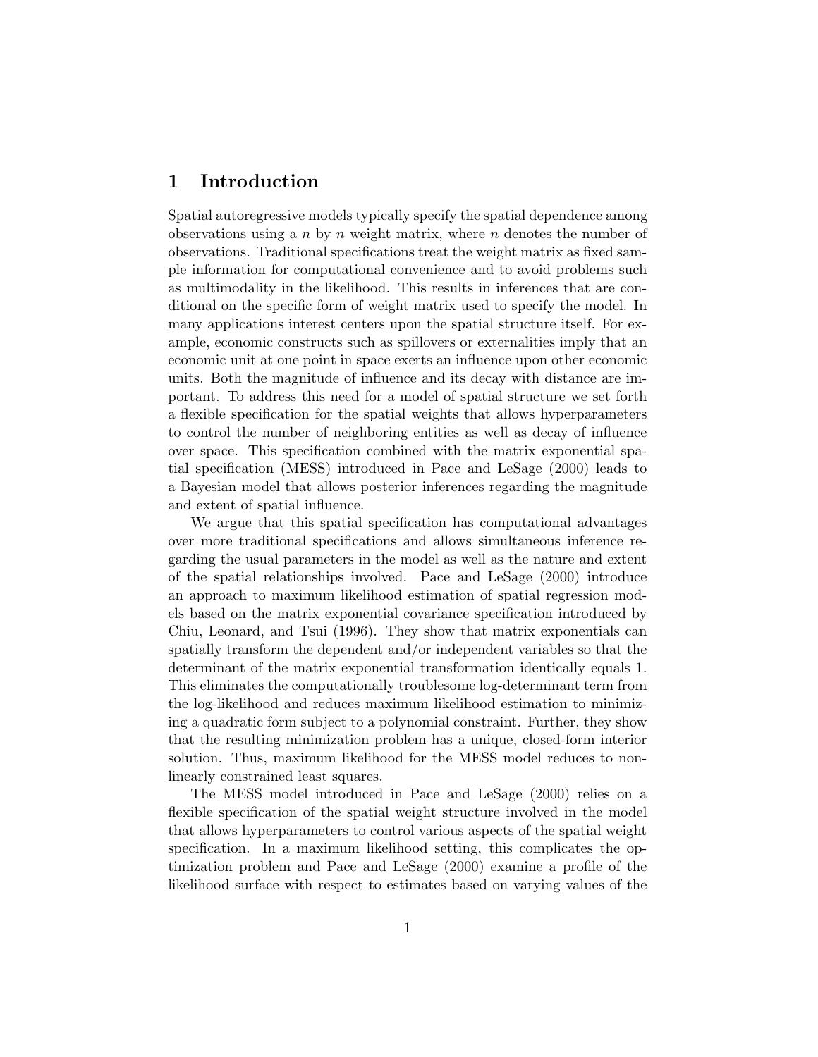# 1 Introduction

Spatial autoregressive models typically specify the spatial dependence among observations using a $n$ by $n$ weight matrix, where $n$ denotes the number of observations. Traditional specifications treat the weight matrix as fixed sample information for computational convenience and to avoid problems such as multimodality in the likelihood. This results in inferences that are conditional on the specific form of weight matrix used to specify the model. In many applications interest centers upon the spatial structure itself. For example, economic constructs such as spillovers or externalities imply that an economic unit at one point in space exerts an influence upon other economic units. Both the magnitude of influence and its decay with distance are important. To address this need for a model of spatial structure we set forth a flexible specification for the spatial weights that allows hyperparameters to control the number of neighboring entities as well as decay of influence over space. This specification combined with the matrix exponential spatial specification (MESS) introduced in Pace and LeSage (2000) leads to a Bayesian model that allows posterior inferences regarding the magnitude and extent of spatial influence.

We argue that this spatial specification has computational advantages over more traditional specifications and allows simultaneous inference regarding the usual parameters in the model as well as the nature and extent of the spatial relationships involved. Pace and LeSage (2000) introduce an approach to maximum likelihood estimation of spatial regression models based on the matrix exponential covariance specification introduced by Chiu, Leonard, and Tsui (1996). They show that matrix exponentials can spatially transform the dependent and/or independent variables so that the determinant of the matrix exponential transformation identically equals 1. This eliminates the computationally troublesome log-determinant term from the log-likelihood and reduces maximum likelihood estimation to minimizing a quadratic form subject to a polynomial constraint. Further, they show that the resulting minimization problem has a unique, closed-form interior solution. Thus, maximum likelihood for the MESS model reduces to non-linearly constrained least squares.

The MESS model introduced in Pace and LeSage (2000) relies on a flexible specification of the spatial weight structure involved in the model that allows hyperparameters to control various aspects of the spatial weight specification. In a maximum likelihood setting, this complicates the optimization problem and Pace and LeSage (2000) examine a profile of the likelihood surface with respect to estimates based on varying values of the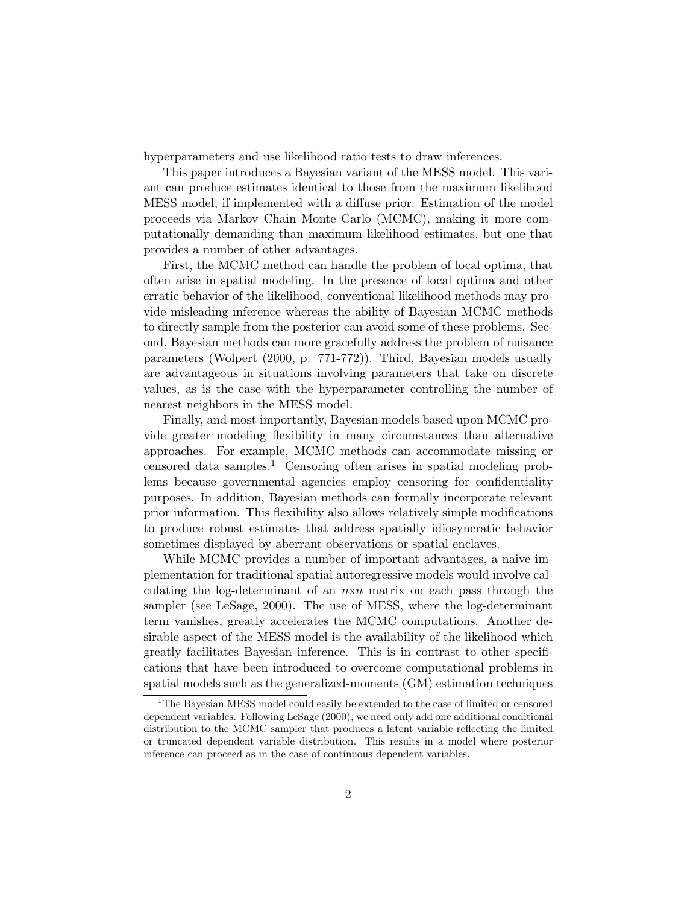hyperparameters and use likelihood ratio tests to draw inferences.

This paper introduces a Bayesian variant of the MESS model. This variant can produce estimates identical to those from the maximum likelihood MESS model, if implemented with a diffuse prior. Estimation of the model proceeds via Markov Chain Monte Carlo (MCMC), making it more computationally demanding than maximum likelihood estimates, but one that provides a number of other advantages.

First, the MCMC method can handle the problem of local optima, that often arise in spatial modeling. In the presence of local optima and other erratic behavior of the likelihood, conventional likelihood methods may provide misleading inference whereas the ability of Bayesian MCMC methods to directly sample from the posterior can avoid some of these problems. Second, Bayesian methods can more gracefully address the problem of nuisance parameters (Wolpert (2000, p. 771-772)). Third, Bayesian models usually are advantageous in situations involving parameters that take on discrete values, as is the case with the hyperparameter controlling the number of nearest neighbors in the MESS model.

Finally, and most importantly, Bayesian models based upon MCMC provide greater modeling flexibility in many circumstances than alternative approaches. For example, MCMC methods can accommodate missing or censored data samples.[1] Censoring often arises in spatial modeling problems because governmental agencies employ censoring for confidentiality purposes. In addition, Bayesian methods can formally incorporate relevant prior information. This flexibility also allows relatively simple modifications to produce robust estimates that address spatially idiosyncratic behavior sometimes displayed by aberrant observations or spatial enclaves.

While MCMC provides a number of important advantages, a naive implementation for traditional spatial autoregressive models would involve calculating the log-determinant of an $n$x$n$ matrix on each pass through the sampler (see LeSage, 2000). The use of MESS, where the log-determinant term vanishes, greatly accelerates the MCMC computations. Another desirable aspect of the MESS model is the availability of the likelihood which greatly facilitates Bayesian inference. This is in contrast to other specifications that have been introduced to overcome computational problems in spatial models such as the generalized-moments (GM) estimation techniques

[1] The Bayesian MESS model could easily be extended to the case of limited or censored dependent variables. Following LeSage (2000), we need only add one additional conditional distribution to the MCMC sampler that produces a latent variable reflecting the limited or truncated dependent variable distribution. This results in a model where posterior inference can proceed as in the case of continuous dependent variables.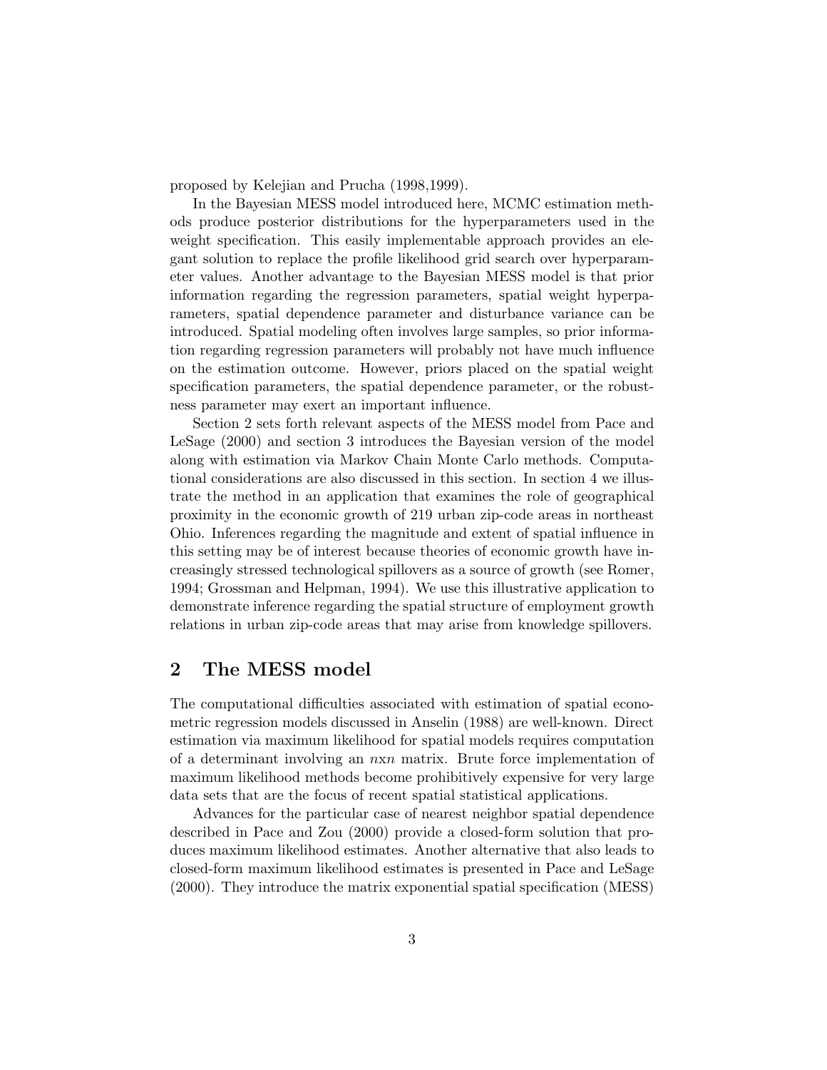proposed by Kelejian and Prucha (1998,1999).

In the Bayesian MESS model introduced here, MCMC estimation methods produce posterior distributions for the hyperparameters used in the weight specification. This easily implementable approach provides an elegant solution to replace the profile likelihood grid search over hyperparameter values. Another advantage to the Bayesian MESS model is that prior information regarding the regression parameters, spatial weight hyperparameters, spatial dependence parameter and disturbance variance can be introduced. Spatial modeling often involves large samples, so prior information regarding regression parameters will probably not have much influence on the estimation outcome. However, priors placed on the spatial weight specification parameters, the spatial dependence parameter, or the robustness parameter may exert an important influence.

Section 2 sets forth relevant aspects of the MESS model from Pace and LeSage (2000) and section 3 introduces the Bayesian version of the model along with estimation via Markov Chain Monte Carlo methods. Computational considerations are also discussed in this section. In section 4 we illustrate the method in an application that examines the role of geographical proximity in the economic growth of 219 urban zip-code areas in northeast Ohio. Inferences regarding the magnitude and extent of spatial influence in this setting may be of interest because theories of economic growth have increasingly stressed technological spillovers as a source of growth (see Romer, 1994; Grossman and Helpman, 1994). We use this illustrative application to demonstrate inference regarding the spatial structure of employment growth relations in urban zip-code areas that may arise from knowledge spillovers.

## 2 The MESS model

The computational difficulties associated with estimation of spatial econometric regression models discussed in Anselin (1988) are well-known. Direct estimation via maximum likelihood for spatial models requires computation of a determinant involving an $n$x$n$ matrix. Brute force implementation of maximum likelihood methods become prohibitively expensive for very large data sets that are the focus of recent spatial statistical applications.

Advances for the particular case of nearest neighbor spatial dependence described in Pace and Zou (2000) provide a closed-form solution that produces maximum likelihood estimates. Another alternative that also leads to closed-form maximum likelihood estimates is presented in Pace and LeSage (2000). They introduce the matrix exponential spatial specification (MESS)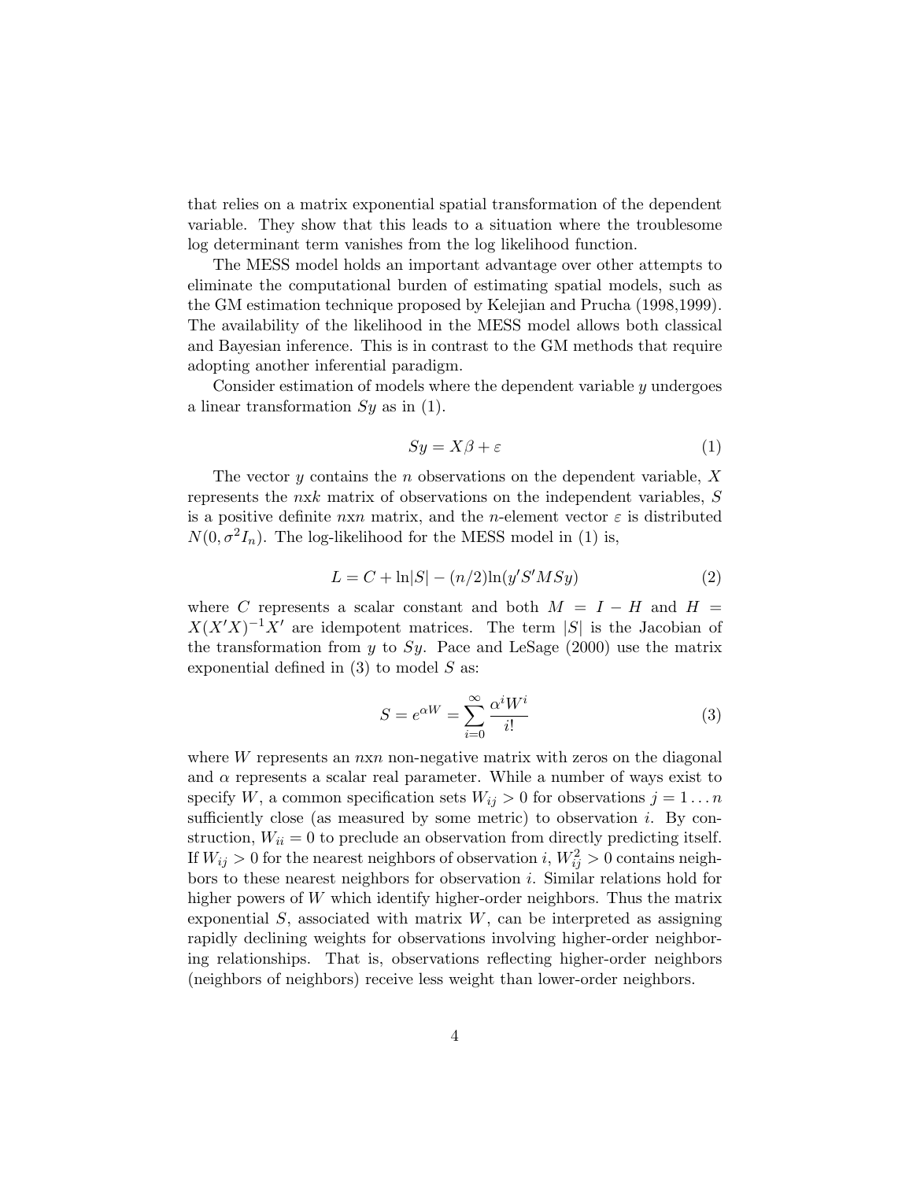that relies on a matrix exponential spatial transformation of the dependent variable. They show that this leads to a situation where the troublesome log determinant term vanishes from the log likelihood function.

The MESS model holds an important advantage over other attempts to eliminate the computational burden of estimating spatial models, such as the GM estimation technique proposed by Kelejian and Prucha (1998,1999). The availability of the likelihood in the MESS model allows both classical and Bayesian inference. This is in contrast to the GM methods that require adopting another inferential paradigm.

Consider estimation of models where the dependent variable $y$ undergoes a linear transformation $Sy$ as in (1).

$$Sy = X\beta + \varepsilon \tag{1}$$

The vector $y$ contains the $n$ observations on the dependent variable, $X$ represents the $n$x$k$ matrix of observations on the independent variables, $S$ is a positive definite $n$x$n$ matrix, and the $n$-element vector $\varepsilon$ is distributed $N(0, \sigma^2 I_n)$. The log-likelihood for the MESS model in (1) is,

$$L = C + \ln|S| - (n/2)\ln(y'S'MSy) \tag{2}$$

where $C$ represents a scalar constant and both $M = I - H$ and $H = X(X'X)^{-1}X'$ are idempotent matrices. The term $|S|$ is the Jacobian of the transformation from $y$ to $Sy$. Pace and LeSage (2000) use the matrix exponential defined in (3) to model $S$ as:

$$S = e^{\alpha W} = \sum_{i=0}^{\infty} \frac{\alpha^i W^i}{i!} \tag{3}$$

where $W$ represents an $n$x$n$ non-negative matrix with zeros on the diagonal and $\alpha$ represents a scalar real parameter. While a number of ways exist to specify $W$, a common specification sets $W_{ij} > 0$ for observations $j = 1 \ldots n$ sufficiently close (as measured by some metric) to observation $i$. By construction, $W_{ii} = 0$ to preclude an observation from directly predicting itself. If $W_{ij} > 0$ for the nearest neighbors of observation $i$, $W_{ij}^2 > 0$ contains neighbors to these nearest neighbors for observation $i$. Similar relations hold for higher powers of $W$ which identify higher-order neighbors. Thus the matrix exponential $S$, associated with matrix $W$, can be interpreted as assigning rapidly declining weights for observations involving higher-order neighboring relationships. That is, observations reflecting higher-order neighbors (neighbors of neighbors) receive less weight than lower-order neighbors.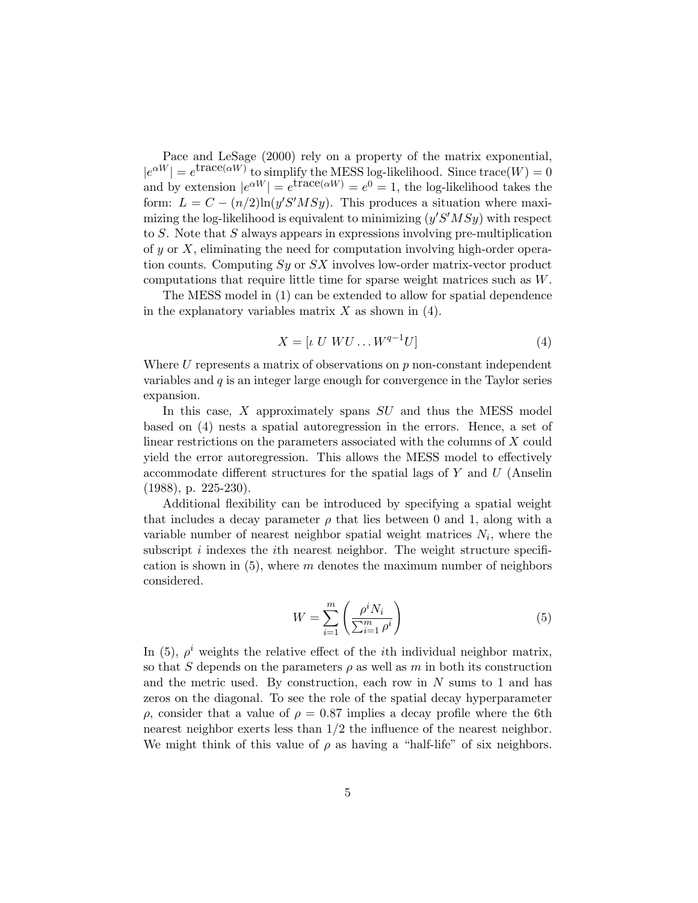Pace and LeSage (2000) rely on a property of the matrix exponential, $|e^{\alpha W}| = e^{\text{trace}(\alpha W)}$ to simplify the MESS log-likelihood. Since $\text{trace}(W) = 0$ and by extension $|e^{\alpha W}| = e^{\text{trace}(\alpha W)} = e^0 = 1$, the log-likelihood takes the form: $L = C - (n/2)\ln(y'S'MSy)$. This produces a situation where maximizing the log-likelihood is equivalent to minimizing $(y'S'MSy)$ with respect to $S$. Note that $S$ always appears in expressions involving pre-multiplication of $y$ or $X$, eliminating the need for computation involving high-order operation counts. Computing $Sy$ or $SX$ involves low-order matrix-vector product computations that require little time for sparse weight matrices such as $W$.

The MESS model in (1) can be extended to allow for spatial dependence in the explanatory variables matrix $X$ as shown in (4).

$$X = [\iota \; U \; WU \ldots W^{q-1}U] \tag{4}$$

Where $U$ represents a matrix of observations on $p$ non-constant independent variables and $q$ is an integer large enough for convergence in the Taylor series expansion.

In this case, $X$ approximately spans $SU$ and thus the MESS model based on (4) nests a spatial autoregression in the errors. Hence, a set of linear restrictions on the parameters associated with the columns of $X$ could yield the error autoregression. This allows the MESS model to effectively accommodate different structures for the spatial lags of $Y$ and $U$ (Anselin (1988), p. 225-230).

Additional flexibility can be introduced by specifying a spatial weight that includes a decay parameter $\rho$ that lies between 0 and 1, along with a variable number of nearest neighbor spatial weight matrices $N_i$, where the subscript $i$ indexes the $i$th nearest neighbor. The weight structure specification is shown in (5), where $m$ denotes the maximum number of neighbors considered.

$$W = \sum_{i=1}^{m} \left( \frac{\rho^i N_i}{\sum_{i=1}^{m} \rho^i} \right) \tag{5}$$

In (5), $\rho^i$ weights the relative effect of the $i$th individual neighbor matrix, so that $S$ depends on the parameters $\rho$ as well as $m$ in both its construction and the metric used. By construction, each row in $N$ sums to 1 and has zeros on the diagonal. To see the role of the spatial decay hyperparameter $\rho$, consider that a value of $\rho = 0.87$ implies a decay profile where the 6th nearest neighbor exerts less than $1/2$ the influence of the nearest neighbor. We might think of this value of $\rho$ as having a "half-life" of six neighbors.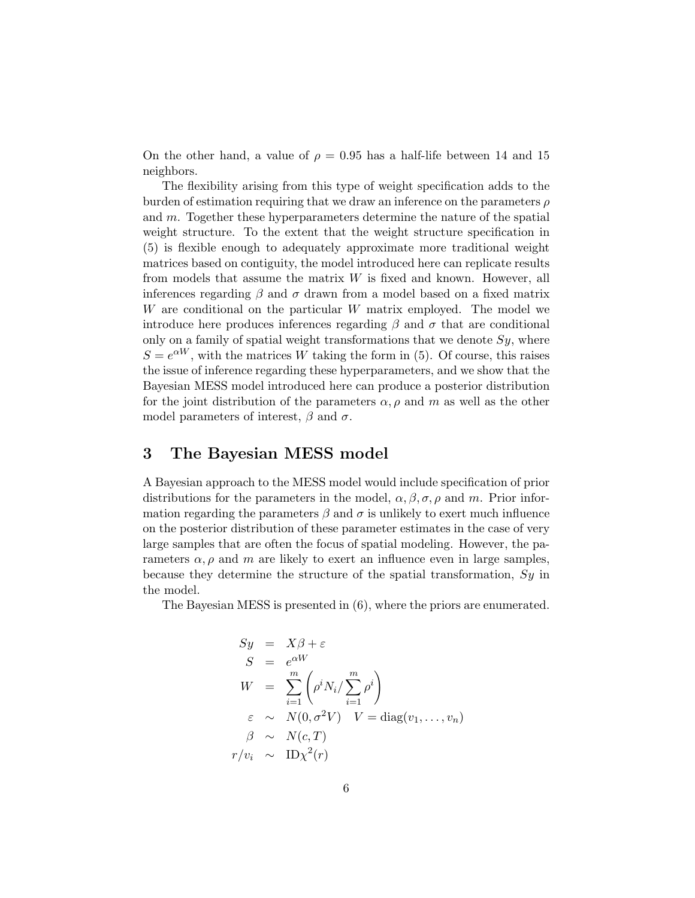On the other hand, a value of $\rho = 0.95$ has a half-life between 14 and 15 neighbors.

The flexibility arising from this type of weight specification adds to the burden of estimation requiring that we draw an inference on the parameters $\rho$ and $m$. Together these hyperparameters determine the nature of the spatial weight structure. To the extent that the weight structure specification in (5) is flexible enough to adequately approximate more traditional weight matrices based on contiguity, the model introduced here can replicate results from models that assume the matrix $W$ is fixed and known. However, all inferences regarding $\beta$ and $\sigma$ drawn from a model based on a fixed matrix $W$ are conditional on the particular $W$ matrix employed. The model we introduce here produces inferences regarding $\beta$ and $\sigma$ that are conditional only on a family of spatial weight transformations that we denote $Sy$, where $S = e^{\alpha W}$, with the matrices $W$ taking the form in (5). Of course, this raises the issue of inference regarding these hyperparameters, and we show that the Bayesian MESS model introduced here can produce a posterior distribution for the joint distribution of the parameters $\alpha, \rho$ and $m$ as well as the other model parameters of interest, $\beta$ and $\sigma$.

## 3 The Bayesian MESS model

A Bayesian approach to the MESS model would include specification of prior distributions for the parameters in the model, $\alpha, \beta, \sigma, \rho$ and $m$. Prior information regarding the parameters $\beta$ and $\sigma$ is unlikely to exert much influence on the posterior distribution of these parameter estimates in the case of very large samples that are often the focus of spatial modeling. However, the parameters $\alpha, \rho$ and $m$ are likely to exert an influence even in large samples, because they determine the structure of the spatial transformation, $Sy$ in the model.

The Bayesian MESS is presented in (6), where the priors are enumerated.

$$
\begin{aligned}
Sy &= X\beta + \varepsilon \\
S &= e^{\alpha W} \\
W &= \sum_{i=1}^{m} \left( \rho^i N_i / \sum_{i=1}^{m} \rho^i \right) \\
\varepsilon &\sim N(0, \sigma^2 V) \quad V = \mathrm{diag}(v_1, \ldots, v_n) \\
\beta &\sim N(c, T) \\
r/v_i &\sim \mathrm{ID}\chi^2(r)
\end{aligned}
$$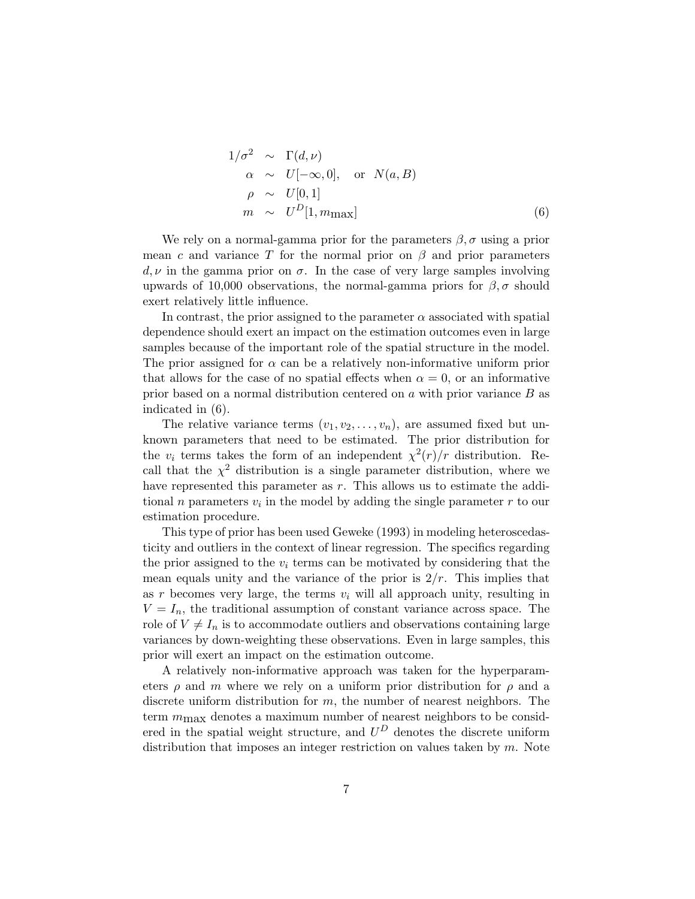$$
\begin{aligned}
1/\sigma^2 &\sim \Gamma(d, \nu) \\
\alpha &\sim U[-\infty, 0], \quad \text{or} \quad N(a, B) \\
\rho &\sim U[0, 1] \\
m &\sim U^D[1, m_{\max}]
\end{aligned}
\tag{6}
$$

We rely on a normal-gamma prior for the parameters $\beta, \sigma$ using a prior mean $c$ and variance $T$ for the normal prior on $\beta$ and prior parameters $d, \nu$ in the gamma prior on $\sigma$. In the case of very large samples involving upwards of 10,000 observations, the normal-gamma priors for $\beta, \sigma$ should exert relatively little influence.

In contrast, the prior assigned to the parameter $\alpha$ associated with spatial dependence should exert an impact on the estimation outcomes even in large samples because of the important role of the spatial structure in the model. The prior assigned for $\alpha$ can be a relatively non-informative uniform prior that allows for the case of no spatial effects when $\alpha = 0$, or an informative prior based on a normal distribution centered on $a$ with prior variance $B$ as indicated in (6).

The relative variance terms $(v_1, v_2, \ldots, v_n)$, are assumed fixed but unknown parameters that need to be estimated. The prior distribution for the $v_i$ terms takes the form of an independent $\chi^2(r)/r$ distribution. Recall that the $\chi^2$ distribution is a single parameter distribution, where we have represented this parameter as $r$. This allows us to estimate the additional $n$ parameters $v_i$ in the model by adding the single parameter $r$ to our estimation procedure.

This type of prior has been used Geweke (1993) in modeling heteroscedasticity and outliers in the context of linear regression. The specifics regarding the prior assigned to the $v_i$ terms can be motivated by considering that the mean equals unity and the variance of the prior is $2/r$. This implies that as $r$ becomes very large, the terms $v_i$ will all approach unity, resulting in $V = I_n$, the traditional assumption of constant variance across space. The role of $V \neq I_n$ is to accommodate outliers and observations containing large variances by down-weighting these observations. Even in large samples, this prior will exert an impact on the estimation outcome.

A relatively non-informative approach was taken for the hyperparameters $\rho$ and $m$ where we rely on a uniform prior distribution for $\rho$ and a discrete uniform distribution for $m$, the number of nearest neighbors. The term $m_{\max}$ denotes a maximum number of nearest neighbors to be considered in the spatial weight structure, and $U^D$ denotes the discrete uniform distribution that imposes an integer restriction on values taken by $m$. Note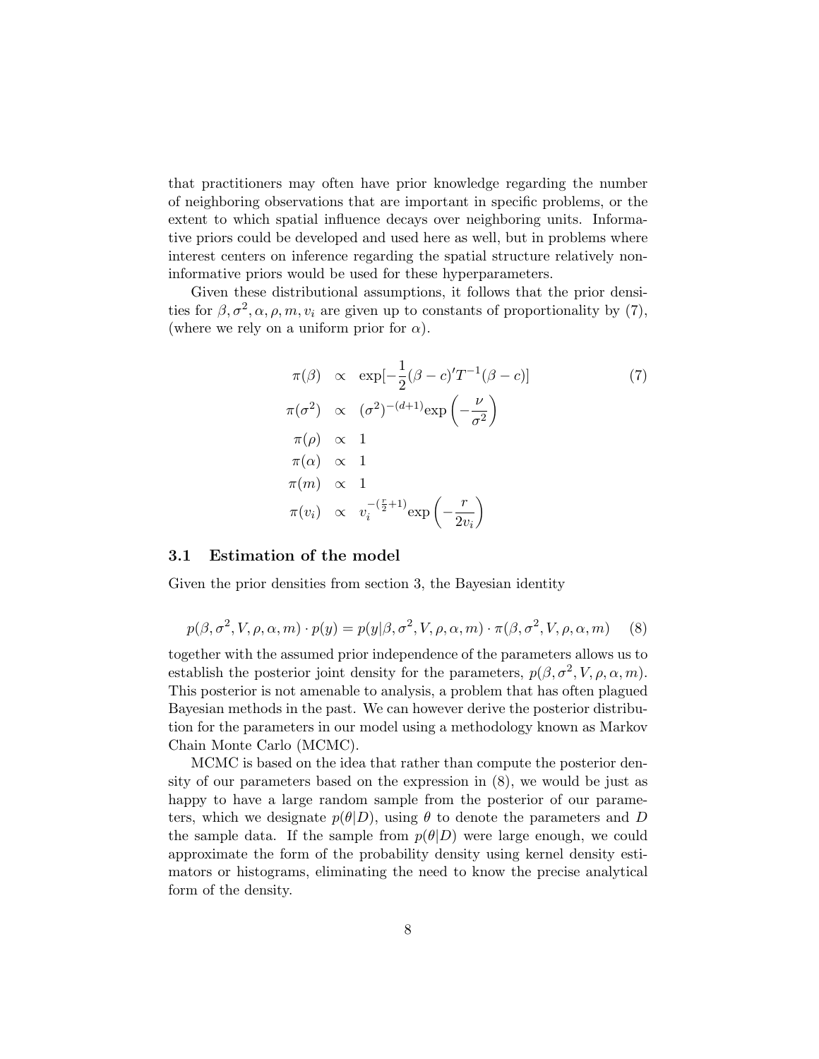that practitioners may often have prior knowledge regarding the number of neighboring observations that are important in specific problems, or the extent to which spatial influence decays over neighboring units. Informative priors could be developed and used here as well, but in problems where interest centers on inference regarding the spatial structure relatively non-informative priors would be used for these hyperparameters.

Given these distributional assumptions, it follows that the prior densities for $\beta, \sigma^2, \alpha, \rho, m, v_i$ are given up to constants of proportionality by (7), (where we rely on a uniform prior for $\alpha$).

$$
\begin{aligned}
\pi(\beta) &\propto \exp[-\frac{1}{2}(\beta - c)'T^{-1}(\beta - c)] \qquad (7) \\
\pi(\sigma^2) &\propto (\sigma^2)^{-(d+1)} \exp\left(-\frac{\nu}{\sigma^2}\right) \\
\pi(\rho) &\propto 1 \\
\pi(\alpha) &\propto 1 \\
\pi(m) &\propto 1 \\
\pi(v_i) &\propto v_i^{-(\frac{r}{2}+1)} \exp\left(-\frac{r}{2v_i}\right)
\end{aligned}
$$

### 3.1 Estimation of the model

Given the prior densities from section 3, the Bayesian identity

$$
p(\beta, \sigma^2, V, \rho, \alpha, m) \cdot p(y) = p(y|\beta, \sigma^2, V, \rho, \alpha, m) \cdot \pi(\beta, \sigma^2, V, \rho, \alpha, m) \qquad (8)
$$

together with the assumed prior independence of the parameters allows us to establish the posterior joint density for the parameters, $p(\beta, \sigma^2, V, \rho, \alpha, m)$. This posterior is not amenable to analysis, a problem that has often plagued Bayesian methods in the past. We can however derive the posterior distribution for the parameters in our model using a methodology known as Markov Chain Monte Carlo (MCMC).

MCMC is based on the idea that rather than compute the posterior density of our parameters based on the expression in (8), we would be just as happy to have a large random sample from the posterior of our parameters, which we designate $p(\theta|D)$, using $\theta$ to denote the parameters and $D$ the sample data. If the sample from $p(\theta|D)$ were large enough, we could approximate the form of the probability density using kernel density estimators or histograms, eliminating the need to know the precise analytical form of the density.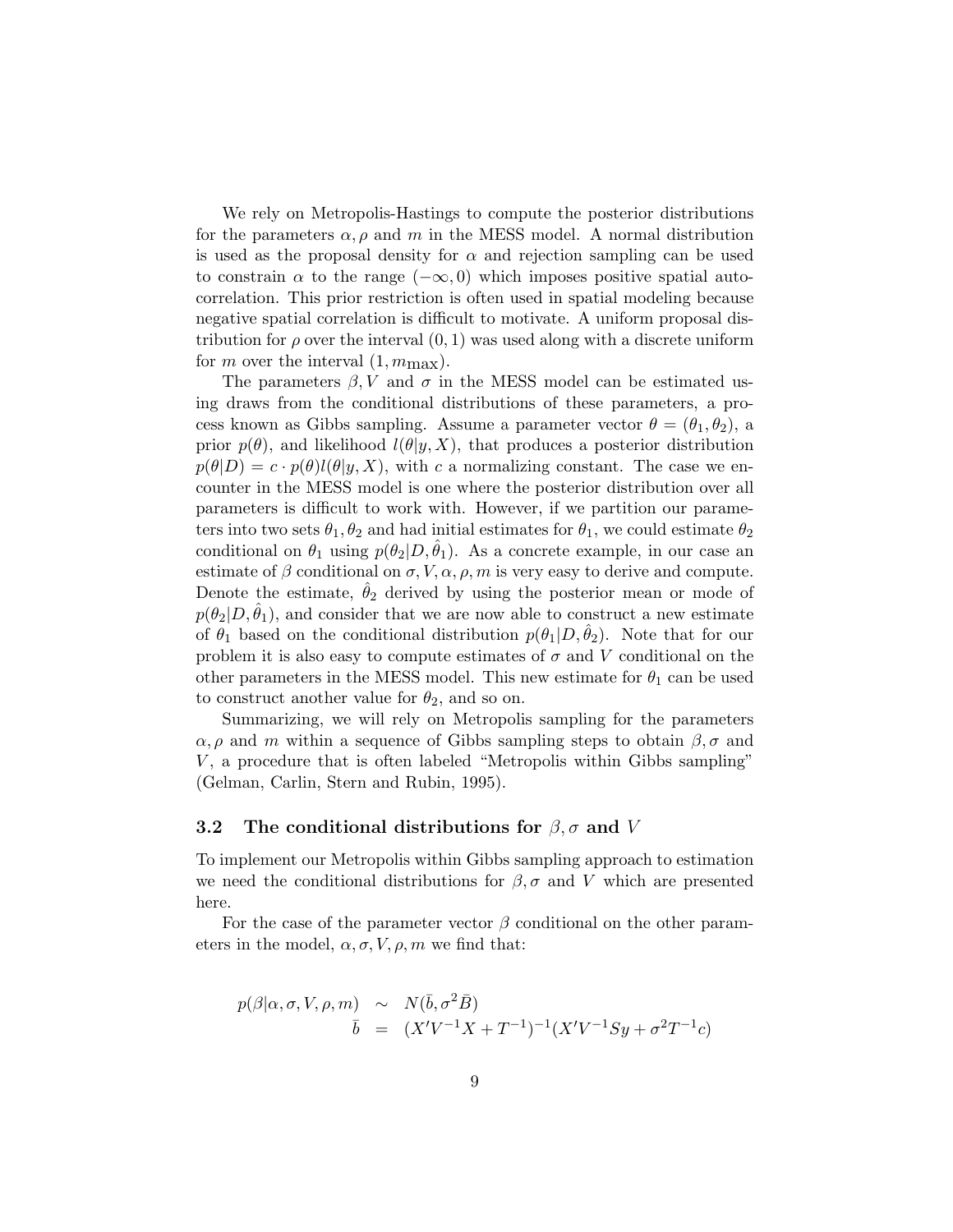We rely on Metropolis-Hastings to compute the posterior distributions for the parameters $\alpha, \rho$ and $m$ in the MESS model. A normal distribution is used as the proposal density for $\alpha$ and rejection sampling can be used to constrain $\alpha$ to the range $(-\infty, 0)$ which imposes positive spatial autocorrelation. This prior restriction is often used in spatial modeling because negative spatial correlation is difficult to motivate. A uniform proposal distribution for $\rho$ over the interval $(0, 1)$ was used along with a discrete uniform for $m$ over the interval $(1, m_{\max})$.

The parameters $\beta, V$ and $\sigma$ in the MESS model can be estimated using draws from the conditional distributions of these parameters, a process known as Gibbs sampling. Assume a parameter vector $\theta = (\theta_1, \theta_2)$, a prior $p(\theta)$, and likelihood $l(\theta|y, X)$, that produces a posterior distribution $p(\theta|D) = c \cdot p(\theta) l(\theta|y, X)$, with $c$ a normalizing constant. The case we encounter in the MESS model is one where the posterior distribution over all parameters is difficult to work with. However, if we partition our parameters into two sets $\theta_1, \theta_2$ and had initial estimates for $\theta_1$, we could estimate $\theta_2$ conditional on $\theta_1$ using $p(\theta_2|D, \hat{\theta}_1)$. As a concrete example, in our case an estimate of $\beta$ conditional on $\sigma, V, \alpha, \rho, m$ is very easy to derive and compute. Denote the estimate, $\hat{\theta}_2$ derived by using the posterior mean or mode of $p(\theta_2|D, \hat{\theta}_1)$, and consider that we are now able to construct a new estimate of $\theta_1$ based on the conditional distribution $p(\theta_1|D, \hat{\theta}_2)$. Note that for our problem it is also easy to compute estimates of $\sigma$ and $V$ conditional on the other parameters in the MESS model. This new estimate for $\theta_1$ can be used to construct another value for $\theta_2$, and so on.

Summarizing, we will rely on Metropolis sampling for the parameters $\alpha, \rho$ and $m$ within a sequence of Gibbs sampling steps to obtain $\beta, \sigma$ and $V$, a procedure that is often labeled "Metropolis within Gibbs sampling" (Gelman, Carlin, Stern and Rubin, 1995).

### 3.2 The conditional distributions for $\beta, \sigma$ and $V$

To implement our Metropolis within Gibbs sampling approach to estimation we need the conditional distributions for $\beta, \sigma$ and $V$ which are presented here.

For the case of the parameter vector $\beta$ conditional on the other parameters in the model, $\alpha, \sigma, V, \rho, m$ we find that:

$$
\begin{aligned}
p(\beta|\alpha, \sigma, V, \rho, m) &\sim N(\bar{b}, \sigma^2 \bar{B}) \\
\bar{b} &= (X'V^{-1}X + T^{-1})^{-1}(X'V^{-1}Sy + \sigma^2 T^{-1}c)
\end{aligned}
$$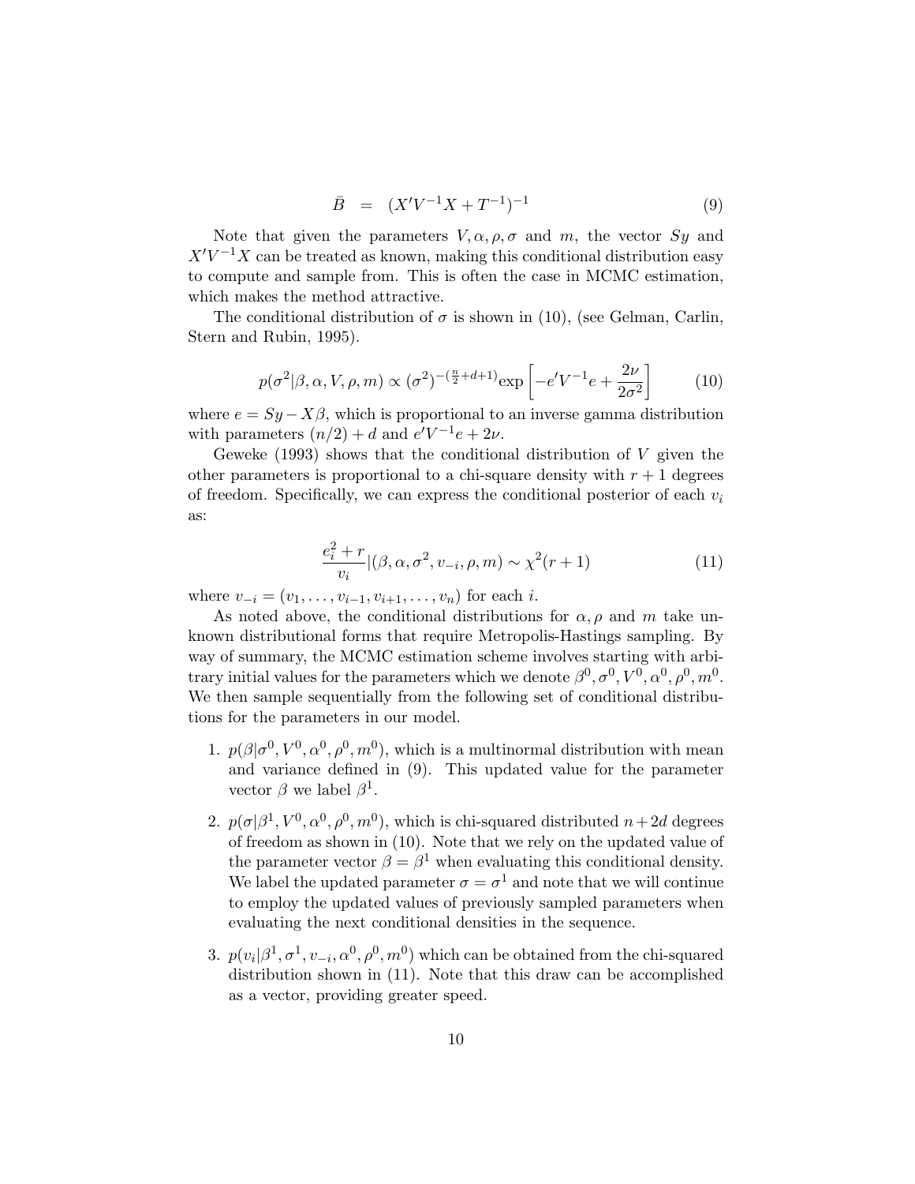$$\bar{B} \quad = \quad (X'V^{-1}X + T^{-1})^{-1} \tag{9}$$

Note that given the parameters $V, \alpha, \rho, \sigma$ and $m$, the vector $Sy$ and $X'V^{-1}X$ can be treated as known, making this conditional distribution easy to compute and sample from. This is often the case in MCMC estimation, which makes the method attractive.

The conditional distribution of $\sigma$ is shown in (10), (see Gelman, Carlin, Stern and Rubin, 1995).

$$p(\sigma^2|\beta, \alpha, V, \rho, m) \propto (\sigma^2)^{-(\frac{n}{2}+d+1)} \exp\left[-e'V^{-1}e + \frac{2\nu}{2\sigma^2}\right] \tag{10}$$

where $e = Sy - X\beta$, which is proportional to an inverse gamma distribution with parameters $(n/2) + d$ and $e'V^{-1}e + 2\nu$.

Geweke (1993) shows that the conditional distribution of $V$ given the other parameters is proportional to a chi-square density with $r+1$ degrees of freedom. Specifically, we can express the conditional posterior of each $v_i$ as:

$$\frac{e_i^2 + r}{v_i}|(\beta, \alpha, \sigma^2, v_{-i}, \rho, m) \sim \chi^2(r+1) \tag{11}$$

where $v_{-i} = (v_1, \ldots, v_{i-1}, v_{i+1}, \ldots, v_n)$ for each $i$.

As noted above, the conditional distributions for $\alpha, \rho$ and $m$ take unknown distributional forms that require Metropolis-Hastings sampling. By way of summary, the MCMC estimation scheme involves starting with arbitrary initial values for the parameters which we denote $\beta^0, \sigma^0, V^0, \alpha^0, \rho^0, m^0$. We then sample sequentially from the following set of conditional distributions for the parameters in our model.

1. $p(\beta|\sigma^0, V^0, \alpha^0, \rho^0, m^0)$, which is a multinormal distribution with mean and variance defined in (9). This updated value for the parameter vector $\beta$ we label $\beta^1$.

2. $p(\sigma|\beta^1, V^0, \alpha^0, \rho^0, m^0)$, which is chi-squared distributed $n+2d$ degrees of freedom as shown in (10). Note that we rely on the updated value of the parameter vector $\beta = \beta^1$ when evaluating this conditional density. We label the updated parameter $\sigma = \sigma^1$ and note that we will continue to employ the updated values of previously sampled parameters when evaluating the next conditional densities in the sequence.

3. $p(v_i|\beta^1, \sigma^1, v_{-i}, \alpha^0, \rho^0, m^0)$ which can be obtained from the chi-squared distribution shown in (11). Note that this draw can be accomplished as a vector, providing greater speed.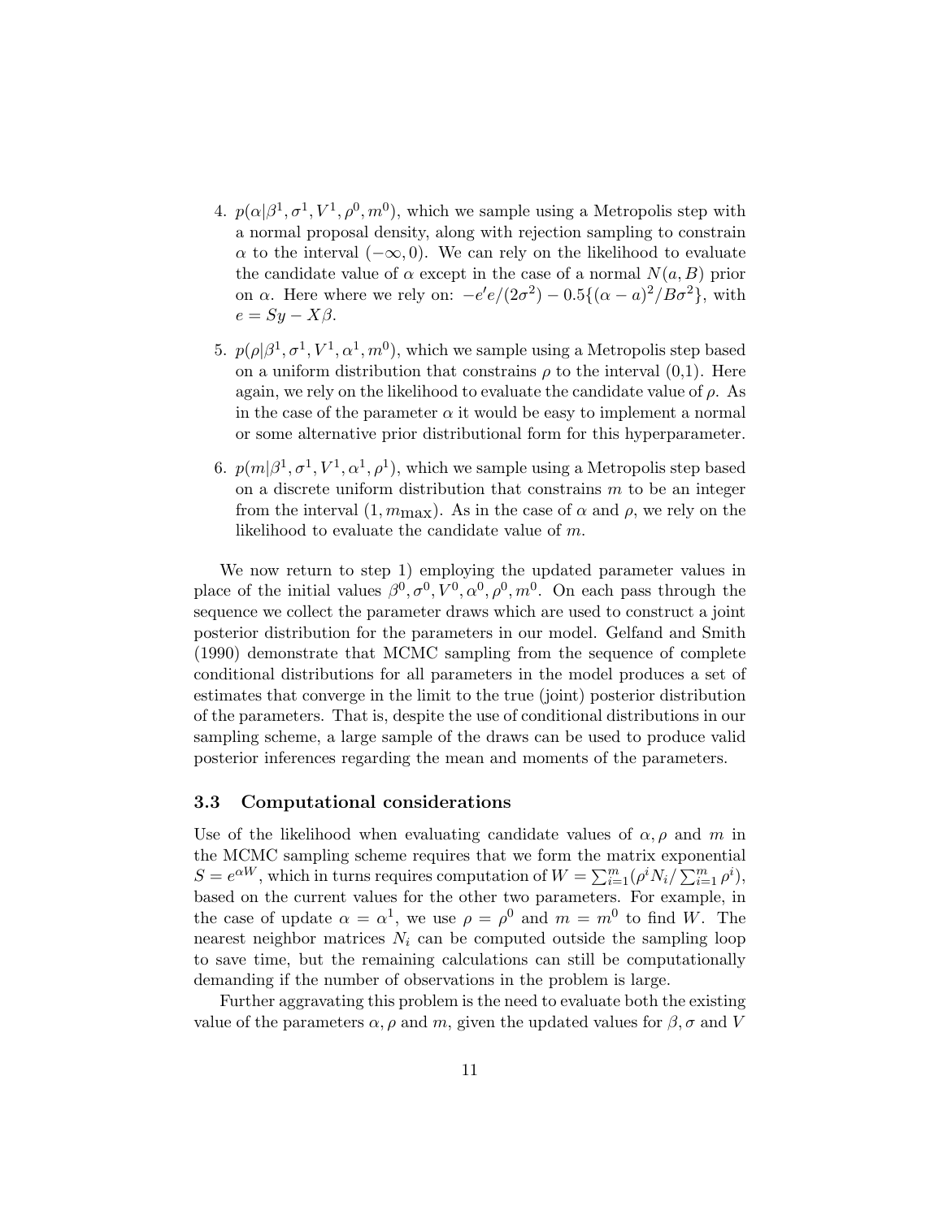4. $p(\alpha|\beta^1, \sigma^1, V^1, \rho^0, m^0)$, which we sample using a Metropolis step with a normal proposal density, along with rejection sampling to constrain $\alpha$ to the interval $(-\infty, 0)$. We can rely on the likelihood to evaluate the candidate value of $\alpha$ except in the case of a normal $N(a, B)$ prior on $\alpha$. Here where we rely on: $-e'e/(2\sigma^2) - 0.5\{(\alpha - a)^2/B\sigma^2\}$, with $e = Sy - X\beta$.

5. $p(\rho|\beta^1, \sigma^1, V^1, \alpha^1, m^0)$, which we sample using a Metropolis step based on a uniform distribution that constrains $\rho$ to the interval (0,1). Here again, we rely on the likelihood to evaluate the candidate value of $\rho$. As in the case of the parameter $\alpha$ it would be easy to implement a normal or some alternative prior distributional form for this hyperparameter.

6. $p(m|\beta^1, \sigma^1, V^1, \alpha^1, \rho^1)$, which we sample using a Metropolis step based on a discrete uniform distribution that constrains $m$ to be an integer from the interval $(1, m_{\text{max}})$. As in the case of $\alpha$ and $\rho$, we rely on the likelihood to evaluate the candidate value of $m$.

We now return to step 1) employing the updated parameter values in place of the initial values $\beta^0, \sigma^0, V^0, \alpha^0, \rho^0, m^0$. On each pass through the sequence we collect the parameter draws which are used to construct a joint posterior distribution for the parameters in our model. Gelfand and Smith (1990) demonstrate that MCMC sampling from the sequence of complete conditional distributions for all parameters in the model produces a set of estimates that converge in the limit to the true (joint) posterior distribution of the parameters. That is, despite the use of conditional distributions in our sampling scheme, a large sample of the draws can be used to produce valid posterior inferences regarding the mean and moments of the parameters.

### 3.3 Computational considerations

Use of the likelihood when evaluating candidate values of $\alpha, \rho$ and $m$ in the MCMC sampling scheme requires that we form the matrix exponential $S = e^{\alpha W}$, which in turns requires computation of $W = \sum_{i=1}^{m}(\rho^i N_i / \sum_{i=1}^{m} \rho^i)$, based on the current values for the other two parameters. For example, in the case of update $\alpha = \alpha^1$, we use $\rho = \rho^0$ and $m = m^0$ to find $W$. The nearest neighbor matrices $N_i$ can be computed outside the sampling loop to save time, but the remaining calculations can still be computationally demanding if the number of observations in the problem is large.

Further aggravating this problem is the need to evaluate both the existing value of the parameters $\alpha, \rho$ and $m$, given the updated values for $\beta, \sigma$ and $V$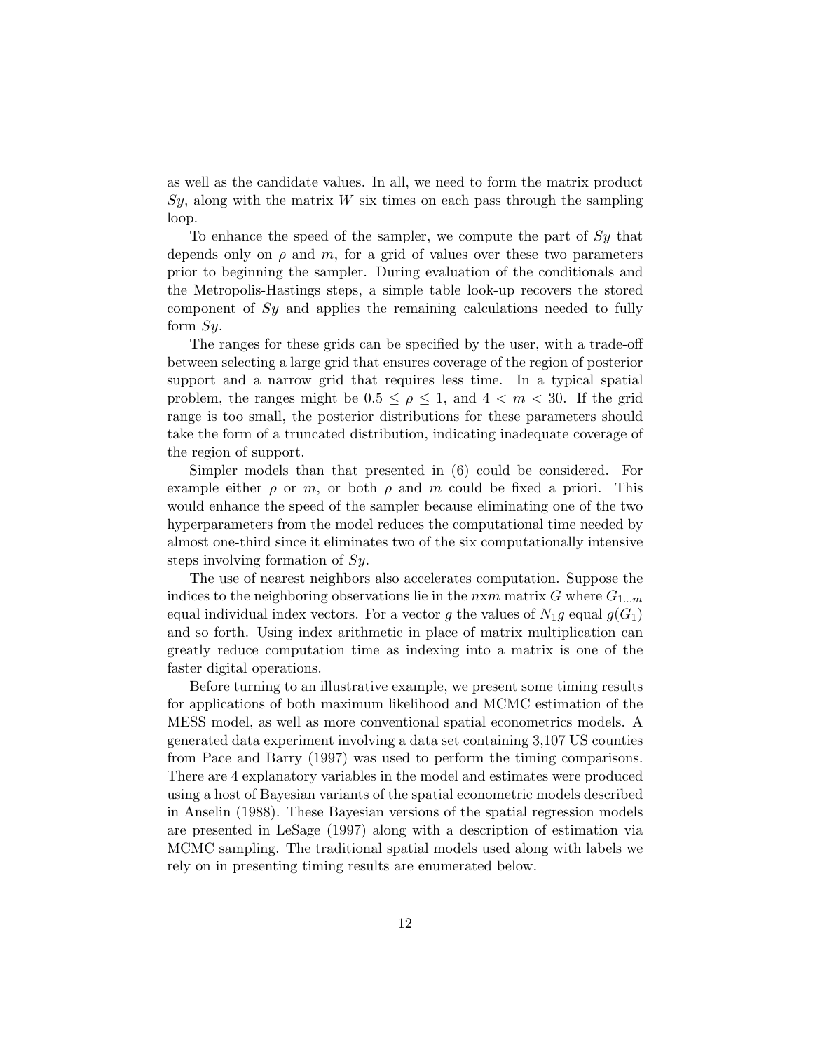as well as the candidate values. In all, we need to form the matrix product $Sy$, along with the matrix $W$ six times on each pass through the sampling loop.

To enhance the speed of the sampler, we compute the part of $Sy$ that depends only on $\rho$ and $m$, for a grid of values over these two parameters prior to beginning the sampler. During evaluation of the conditionals and the Metropolis-Hastings steps, a simple table look-up recovers the stored component of $Sy$ and applies the remaining calculations needed to fully form $Sy$.

The ranges for these grids can be specified by the user, with a trade-off between selecting a large grid that ensures coverage of the region of posterior support and a narrow grid that requires less time. In a typical spatial problem, the ranges might be $0.5 \leq \rho \leq 1$, and $4 < m < 30$. If the grid range is too small, the posterior distributions for these parameters should take the form of a truncated distribution, indicating inadequate coverage of the region of support.

Simpler models than that presented in (6) could be considered. For example either $\rho$ or $m$, or both $\rho$ and $m$ could be fixed a priori. This would enhance the speed of the sampler because eliminating one of the two hyperparameters from the model reduces the computational time needed by almost one-third since it eliminates two of the six computationally intensive steps involving formation of $Sy$.

The use of nearest neighbors also accelerates computation. Suppose the indices to the neighboring observations lie in the $nxm$ matrix $G$ where $G_{1\ldots m}$ equal individual index vectors. For a vector $g$ the values of $N_1 g$ equal $g(G_1)$ and so forth. Using index arithmetic in place of matrix multiplication can greatly reduce computation time as indexing into a matrix is one of the faster digital operations.

Before turning to an illustrative example, we present some timing results for applications of both maximum likelihood and MCMC estimation of the MESS model, as well as more conventional spatial econometrics models. A generated data experiment involving a data set containing 3,107 US counties from Pace and Barry (1997) was used to perform the timing comparisons. There are 4 explanatory variables in the model and estimates were produced using a host of Bayesian variants of the spatial econometric models described in Anselin (1988). These Bayesian versions of the spatial regression models are presented in LeSage (1997) along with a description of estimation via MCMC sampling. The traditional spatial models used along with labels we rely on in presenting timing results are enumerated below.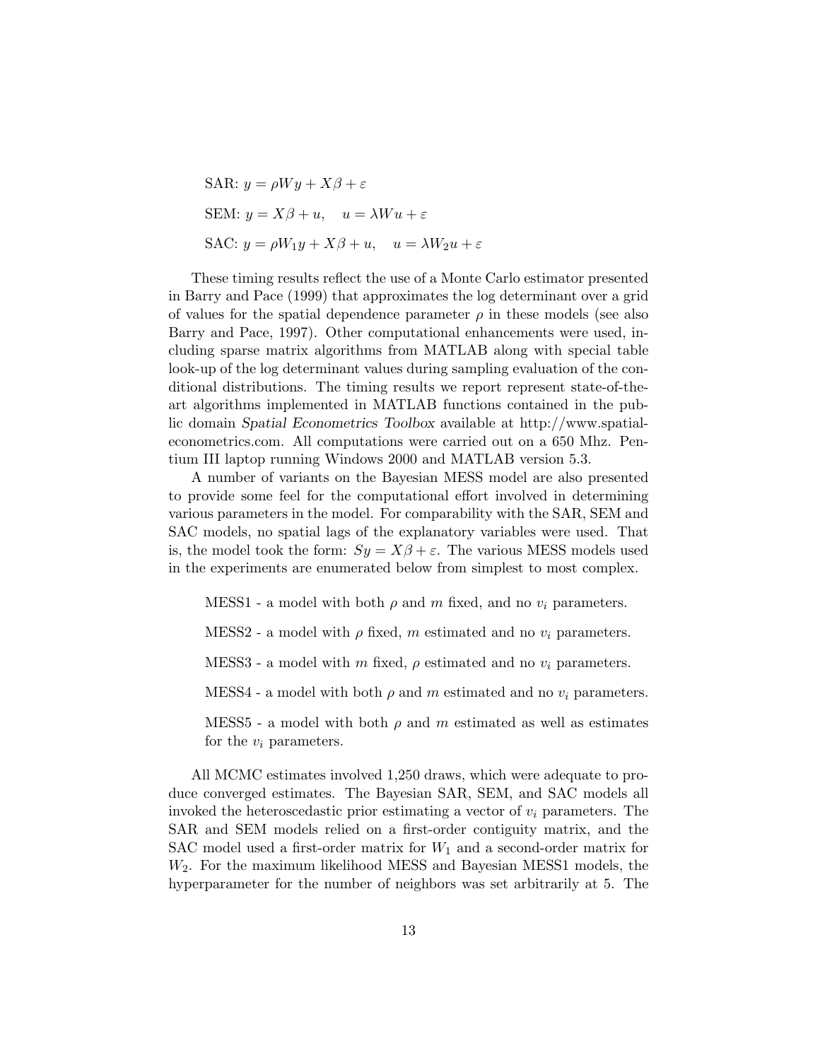SAR: $y = \rho W y + X\beta + \varepsilon$

SEM: $y = X\beta + u, \quad u = \lambda W u + \varepsilon$

SAC: $y = \rho W_1 y + X\beta + u, \quad u = \lambda W_2 u + \varepsilon$

These timing results reflect the use of a Monte Carlo estimator presented in Barry and Pace (1999) that approximates the log determinant over a grid of values for the spatial dependence parameter $\rho$ in these models (see also Barry and Pace, 1997). Other computational enhancements were used, including sparse matrix algorithms from MATLAB along with special table look-up of the log determinant values during sampling evaluation of the conditional distributions. The timing results we report represent state-of-the-art algorithms implemented in MATLAB functions contained in the public domain *Spatial Econometrics Toolbox* available at http://www.spatial-econometrics.com. All computations were carried out on a 650 Mhz. Pentium III laptop running Windows 2000 and MATLAB version 5.3.

A number of variants on the Bayesian MESS model are also presented to provide some feel for the computational effort involved in determining various parameters in the model. For comparability with the SAR, SEM and SAC models, no spatial lags of the explanatory variables were used. That is, the model took the form: $Sy = X\beta + \varepsilon$. The various MESS models used in the experiments are enumerated below from simplest to most complex.

MESS1 - a model with both $\rho$ and $m$ fixed, and no $v_i$ parameters.

MESS2 - a model with $\rho$ fixed, $m$ estimated and no $v_i$ parameters.

MESS3 - a model with $m$ fixed, $\rho$ estimated and no $v_i$ parameters.

MESS4 - a model with both $\rho$ and $m$ estimated and no $v_i$ parameters.

MESS5 - a model with both $\rho$ and $m$ estimated as well as estimates for the $v_i$ parameters.

All MCMC estimates involved 1,250 draws, which were adequate to produce converged estimates. The Bayesian SAR, SEM, and SAC models all invoked the heteroscedastic prior estimating a vector of $v_i$ parameters. The SAR and SEM models relied on a first-order contiguity matrix, and the SAC model used a first-order matrix for $W_1$ and a second-order matrix for $W_2$. For the maximum likelihood MESS and Bayesian MESS1 models, the hyperparameter for the number of neighbors was set arbitrarily at 5. The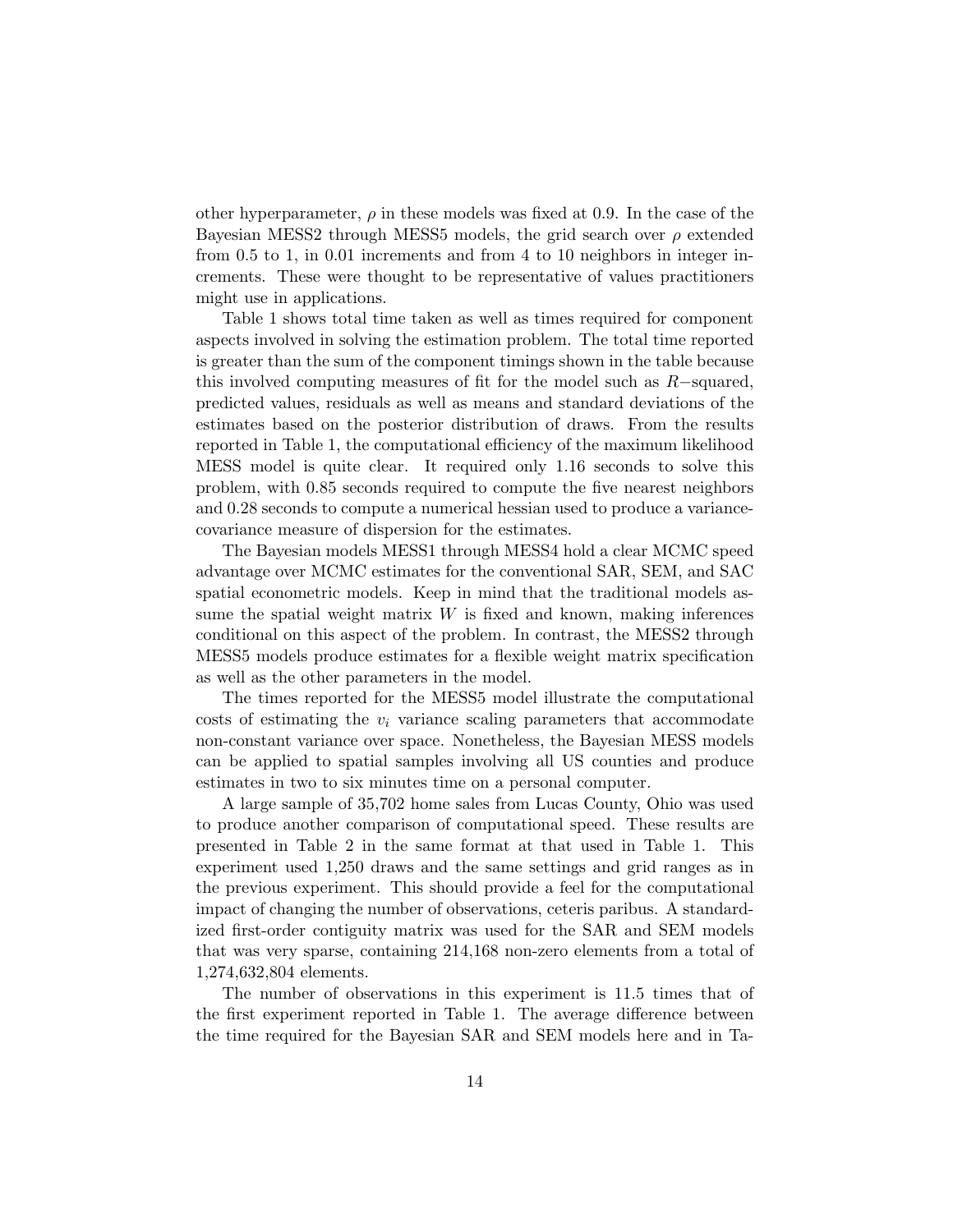other hyperparameter, $\rho$ in these models was fixed at 0.9. In the case of the Bayesian MESS2 through MESS5 models, the grid search over $\rho$ extended from 0.5 to 1, in 0.01 increments and from 4 to 10 neighbors in integer increments. These were thought to be representative of values practitioners might use in applications.

Table 1 shows total time taken as well as times required for component aspects involved in solving the estimation problem. The total time reported is greater than the sum of the component timings shown in the table because this involved computing measures of fit for the model such as $R-$squared, predicted values, residuals as well as means and standard deviations of the estimates based on the posterior distribution of draws. From the results reported in Table 1, the computational efficiency of the maximum likelihood MESS model is quite clear. It required only 1.16 seconds to solve this problem, with 0.85 seconds required to compute the five nearest neighbors and 0.28 seconds to compute a numerical hessian used to produce a variance-covariance measure of dispersion for the estimates.

The Bayesian models MESS1 through MESS4 hold a clear MCMC speed advantage over MCMC estimates for the conventional SAR, SEM, and SAC spatial econometric models. Keep in mind that the traditional models assume the spatial weight matrix $W$ is fixed and known, making inferences conditional on this aspect of the problem. In contrast, the MESS2 through MESS5 models produce estimates for a flexible weight matrix specification as well as the other parameters in the model.

The times reported for the MESS5 model illustrate the computational costs of estimating the $v_i$ variance scaling parameters that accommodate non-constant variance over space. Nonetheless, the Bayesian MESS models can be applied to spatial samples involving all US counties and produce estimates in two to six minutes time on a personal computer.

A large sample of 35,702 home sales from Lucas County, Ohio was used to produce another comparison of computational speed. These results are presented in Table 2 in the same format at that used in Table 1. This experiment used 1,250 draws and the same settings and grid ranges as in the previous experiment. This should provide a feel for the computational impact of changing the number of observations, ceteris paribus. A standardized first-order contiguity matrix was used for the SAR and SEM models that was very sparse, containing 214,168 non-zero elements from a total of 1,274,632,804 elements.

The number of observations in this experiment is 11.5 times that of the first experiment reported in Table 1. The average difference between the time required for the Bayesian SAR and SEM models here and in Ta-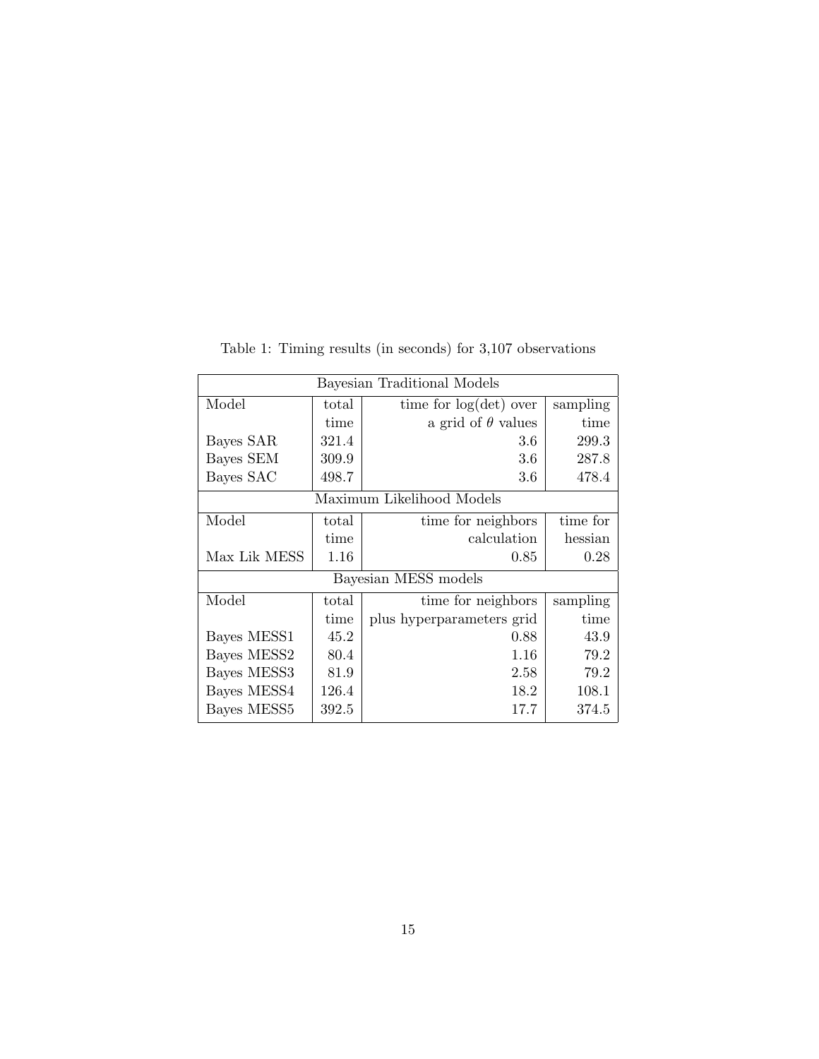Table 1: Timing results (in seconds) for 3,107 observations

| Bayesian Traditional Models | | | |
|---|---|---|---|
| Model | total time | time for log(det) over a grid of $\theta$ values | sampling time |
| Bayes SAR | 321.4 | 3.6 | 299.3 |
| Bayes SEM | 309.9 | 3.6 | 287.8 |
| Bayes SAC | 498.7 | 3.6 | 478.4 |
| **Maximum Likelihood Models** | | | |
| Model | total time | time for neighbors calculation | time for hessian |
| Max Lik MESS | 1.16 | 0.85 | 0.28 |
| **Bayesian MESS models** | | | |
| Model | total time | time for neighbors plus hyperparameters grid | sampling time |
| Bayes MESS1 | 45.2 | 0.88 | 43.9 |
| Bayes MESS2 | 80.4 | 1.16 | 79.2 |
| Bayes MESS3 | 81.9 | 2.58 | 79.2 |
| Bayes MESS4 | 126.4 | 18.2 | 108.1 |
| Bayes MESS5 | 392.5 | 17.7 | 374.5 |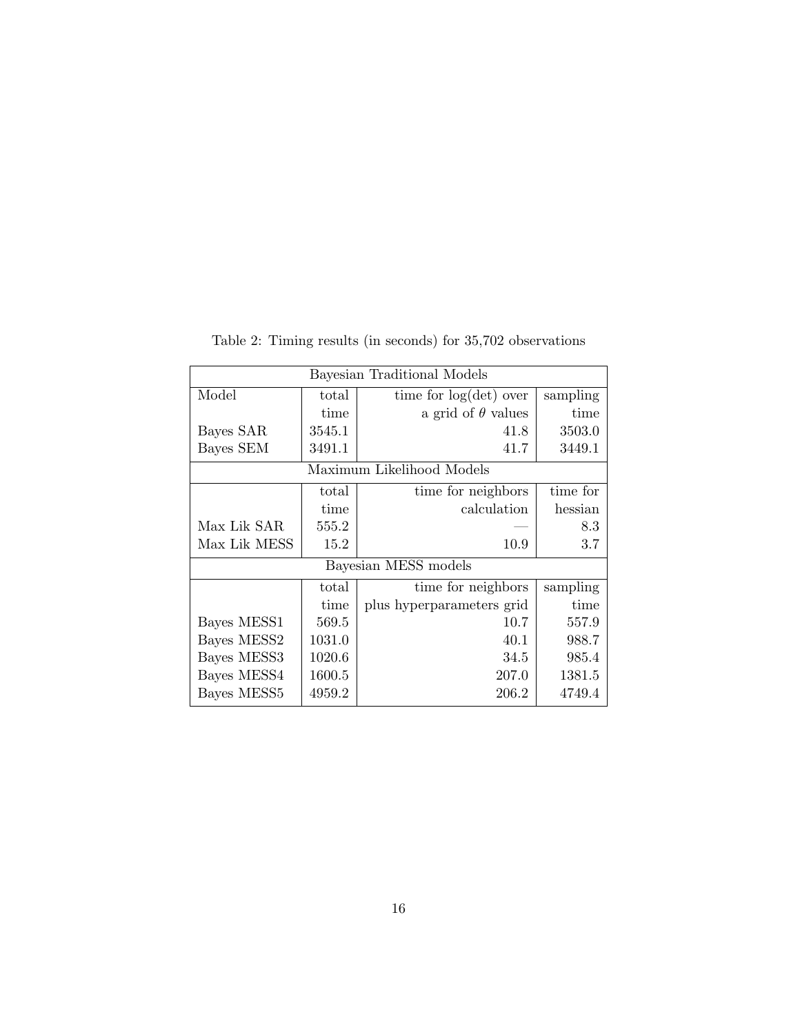Table 2: Timing results (in seconds) for 35,702 observations

| Bayesian Traditional Models | | | |
|---|---|---|---|
| Model | total time | time for log(det) over a grid of $\theta$ values | sampling time |
| Bayes SAR | 3545.1 | 41.8 | 3503.0 |
| Bayes SEM | 3491.1 | 41.7 | 3449.1 |
| **Maximum Likelihood Models** | | | |
| | total time | time for neighbors calculation | time for hessian |
| Max Lik SAR | 555.2 | — | 8.3 |
| Max Lik MESS | 15.2 | 10.9 | 3.7 |
| **Bayesian MESS models** | | | |
| | total time | time for neighbors plus hyperparameters grid | sampling time |
| Bayes MESS1 | 569.5 | 10.7 | 557.9 |
| Bayes MESS2 | 1031.0 | 40.1 | 988.7 |
| Bayes MESS3 | 1020.6 | 34.5 | 985.4 |
| Bayes MESS4 | 1600.5 | 207.0 | 1381.5 |
| Bayes MESS5 | 4959.2 | 206.2 | 4749.4 |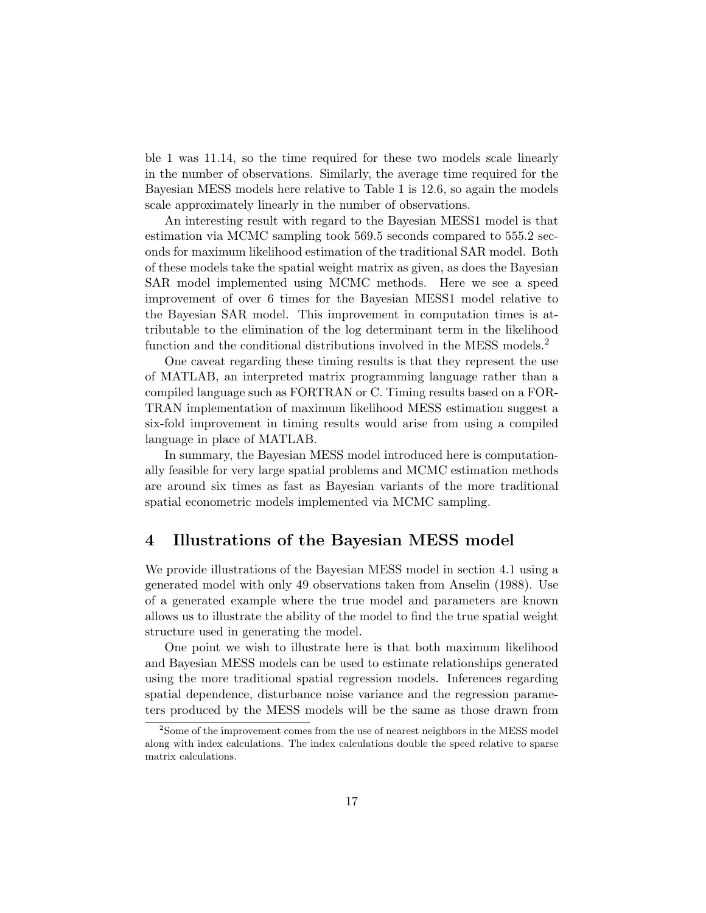ble 1 was 11.14, so the time required for these two models scale linearly in the number of observations. Similarly, the average time required for the Bayesian MESS models here relative to Table 1 is 12.6, so again the models scale approximately linearly in the number of observations.

An interesting result with regard to the Bayesian MESS1 model is that estimation via MCMC sampling took 569.5 seconds compared to 555.2 seconds for maximum likelihood estimation of the traditional SAR model. Both of these models take the spatial weight matrix as given, as does the Bayesian SAR model implemented using MCMC methods. Here we see a speed improvement of over 6 times for the Bayesian MESS1 model relative to the Bayesian SAR model. This improvement in computation times is attributable to the elimination of the log determinant term in the likelihood function and the conditional distributions involved in the MESS models.[2]

One caveat regarding these timing results is that they represent the use of MATLAB, an interpreted matrix programming language rather than a compiled language such as FORTRAN or C. Timing results based on a FORTRAN implementation of maximum likelihood MESS estimation suggest a six-fold improvement in timing results would arise from using a compiled language in place of MATLAB.

In summary, the Bayesian MESS model introduced here is computationally feasible for very large spatial problems and MCMC estimation methods are around six times as fast as Bayesian variants of the more traditional spatial econometric models implemented via MCMC sampling.

## 4 Illustrations of the Bayesian MESS model

We provide illustrations of the Bayesian MESS model in section 4.1 using a generated model with only 49 observations taken from Anselin (1988). Use of a generated example where the true model and parameters are known allows us to illustrate the ability of the model to find the true spatial weight structure used in generating the model.

One point we wish to illustrate here is that both maximum likelihood and Bayesian MESS models can be used to estimate relationships generated using the more traditional spatial regression models. Inferences regarding spatial dependence, disturbance noise variance and the regression parameters produced by the MESS models will be the same as those drawn from

[2]Some of the improvement comes from the use of nearest neighbors in the MESS model along with index calculations. The index calculations double the speed relative to sparse matrix calculations.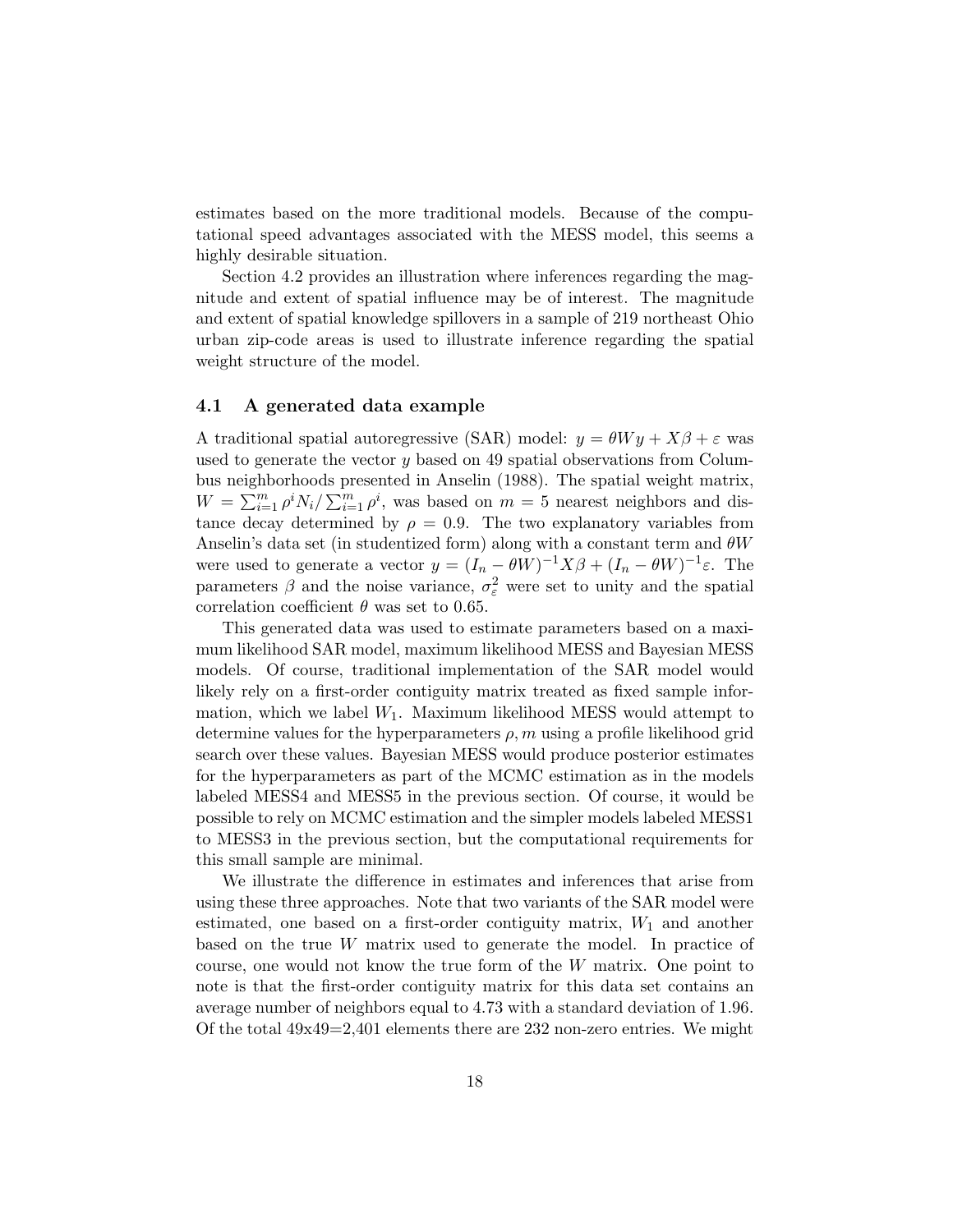estimates based on the more traditional models. Because of the computational speed advantages associated with the MESS model, this seems a highly desirable situation.

Section 4.2 provides an illustration where inferences regarding the magnitude and extent of spatial influence may be of interest. The magnitude and extent of spatial knowledge spillovers in a sample of 219 northeast Ohio urban zip-code areas is used to illustrate inference regarding the spatial weight structure of the model.

### 4.1 A generated data example

A traditional spatial autoregressive (SAR) model: $y = \theta W y + X\beta + \varepsilon$ was used to generate the vector $y$ based on 49 spatial observations from Columbus neighborhoods presented in Anselin (1988). The spatial weight matrix, $W = \sum_{i=1}^{m} \rho^i N_i / \sum_{i=1}^{m} \rho^i$, was based on $m = 5$ nearest neighbors and distance decay determined by $\rho = 0.9$. The two explanatory variables from Anselin's data set (in studentized form) along with a constant term and $\theta W$ were used to generate a vector $y = (I_n - \theta W)^{-1} X\beta + (I_n - \theta W)^{-1}\varepsilon$. The parameters $\beta$ and the noise variance, $\sigma_\varepsilon^2$ were set to unity and the spatial correlation coefficient $\theta$ was set to 0.65.

This generated data was used to estimate parameters based on a maximum likelihood SAR model, maximum likelihood MESS and Bayesian MESS models. Of course, traditional implementation of the SAR model would likely rely on a first-order contiguity matrix treated as fixed sample information, which we label $W_1$. Maximum likelihood MESS would attempt to determine values for the hyperparameters $\rho, m$ using a profile likelihood grid search over these values. Bayesian MESS would produce posterior estimates for the hyperparameters as part of the MCMC estimation as in the models labeled MESS4 and MESS5 in the previous section. Of course, it would be possible to rely on MCMC estimation and the simpler models labeled MESS1 to MESS3 in the previous section, but the computational requirements for this small sample are minimal.

We illustrate the difference in estimates and inferences that arise from using these three approaches. Note that two variants of the SAR model were estimated, one based on a first-order contiguity matrix, $W_1$ and another based on the true $W$ matrix used to generate the model. In practice of course, one would not know the true form of the $W$ matrix. One point to note is that the first-order contiguity matrix for this data set contains an average number of neighbors equal to 4.73 with a standard deviation of 1.96. Of the total 49x49=2,401 elements there are 232 non-zero entries. We might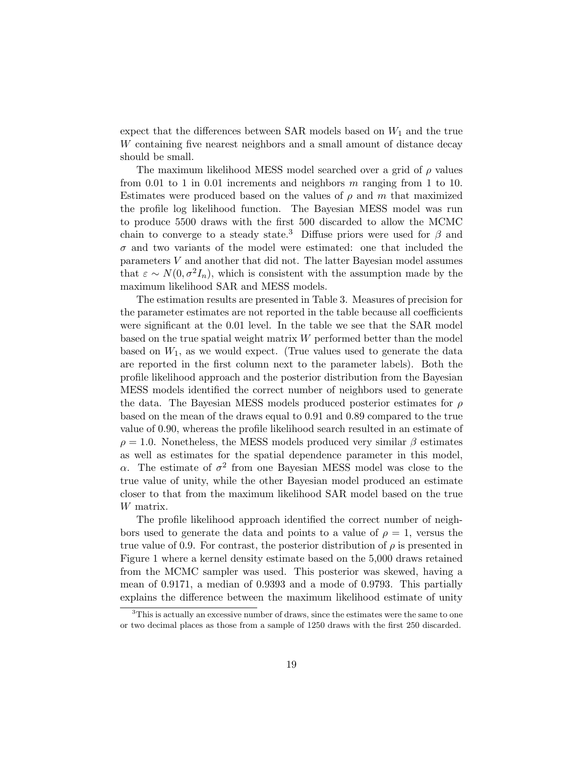expect that the differences between SAR models based on $W_1$ and the true $W$ containing five nearest neighbors and a small amount of distance decay should be small.

The maximum likelihood MESS model searched over a grid of $\rho$ values from 0.01 to 1 in 0.01 increments and neighbors $m$ ranging from 1 to 10. Estimates were produced based on the values of $\rho$ and $m$ that maximized the profile log likelihood function. The Bayesian MESS model was run to produce 5500 draws with the first 500 discarded to allow the MCMC chain to converge to a steady state.[3] Diffuse priors were used for $\beta$ and $\sigma$ and two variants of the model were estimated: one that included the parameters $V$ and another that did not. The latter Bayesian model assumes that $\varepsilon \sim N(0, \sigma^2 I_n)$, which is consistent with the assumption made by the maximum likelihood SAR and MESS models.

The estimation results are presented in Table 3. Measures of precision for the parameter estimates are not reported in the table because all coefficients were significant at the 0.01 level. In the table we see that the SAR model based on the true spatial weight matrix $W$ performed better than the model based on $W_1$, as we would expect. (True values used to generate the data are reported in the first column next to the parameter labels). Both the profile likelihood approach and the posterior distribution from the Bayesian MESS models identified the correct number of neighbors used to generate the data. The Bayesian MESS models produced posterior estimates for $\rho$ based on the mean of the draws equal to 0.91 and 0.89 compared to the true value of 0.90, whereas the profile likelihood search resulted in an estimate of $\rho = 1.0$. Nonetheless, the MESS models produced very similar $\beta$ estimates as well as estimates for the spatial dependence parameter in this model, $\alpha$. The estimate of $\sigma^2$ from one Bayesian MESS model was close to the true value of unity, while the other Bayesian model produced an estimate closer to that from the maximum likelihood SAR model based on the true $W$ matrix.

The profile likelihood approach identified the correct number of neighbors used to generate the data and points to a value of $\rho = 1$, versus the true value of 0.9. For contrast, the posterior distribution of $\rho$ is presented in Figure 1 where a kernel density estimate based on the 5,000 draws retained from the MCMC sampler was used. This posterior was skewed, having a mean of 0.9171, a median of 0.9393 and a mode of 0.9793. This partially explains the difference between the maximum likelihood estimate of unity

[3] This is actually an excessive number of draws, since the estimates were the same to one or two decimal places as those from a sample of 1250 draws with the first 250 discarded.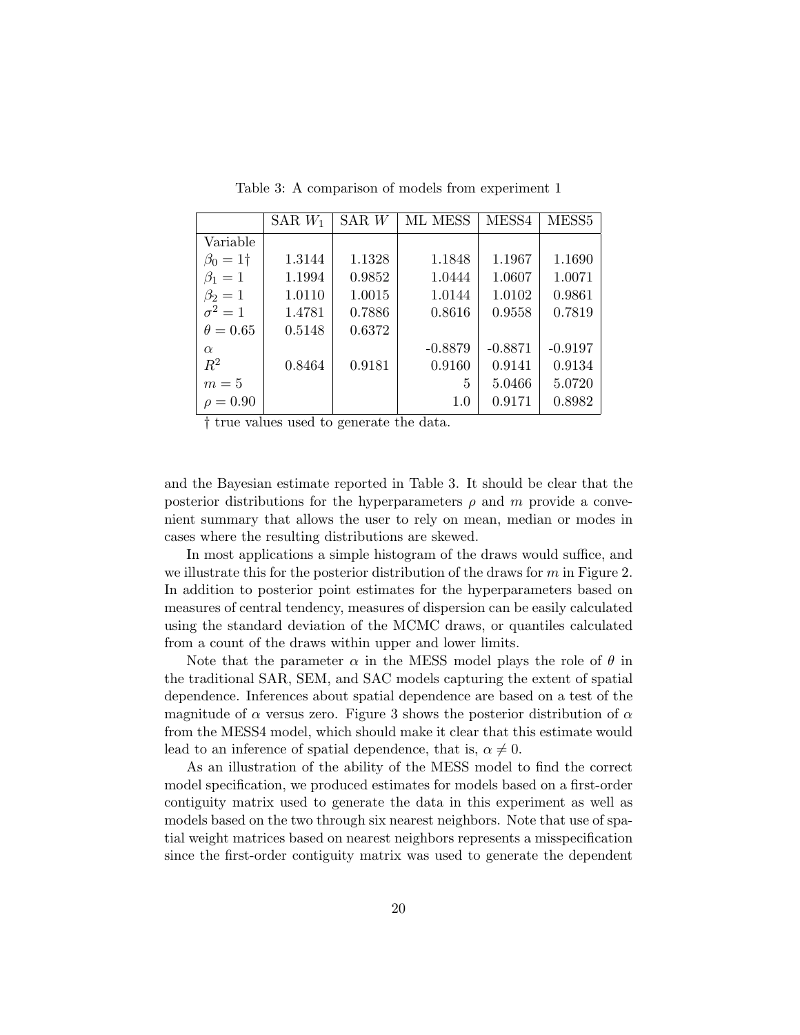Table 3: A comparison of models from experiment 1

| | SAR $W_1$ | SAR $W$ | ML MESS | MESS4 | MESS5 |
|---|---|---|---|---|---|
| Variable | | | | | |
| $\beta_0 = 1$† | 1.3144 | 1.1328 | 1.1848 | 1.1967 | 1.1690 |
| $\beta_1 = 1$ | 1.1994 | 0.9852 | 1.0444 | 1.0607 | 1.0071 |
| $\beta_2 = 1$ | 1.0110 | 1.0015 | 1.0144 | 1.0102 | 0.9861 |
| $\sigma^2 = 1$ | 1.4781 | 0.7886 | 0.8616 | 0.9558 | 0.7819 |
| $\theta = 0.65$ | 0.5148 | 0.6372 | | | |
| $\alpha$ | | | -0.8879 | -0.8871 | -0.9197 |
| $R^2$ | 0.8464 | 0.9181 | 0.9160 | 0.9141 | 0.9134 |
| $m = 5$ | | | 5 | 5.0466 | 5.0720 |
| $\rho = 0.90$ | | | 1.0 | 0.9171 | 0.8982 |

† true values used to generate the data.

and the Bayesian estimate reported in Table 3. It should be clear that the posterior distributions for the hyperparameters $\rho$ and $m$ provide a convenient summary that allows the user to rely on mean, median or modes in cases where the resulting distributions are skewed.

In most applications a simple histogram of the draws would suffice, and we illustrate this for the posterior distribution of the draws for $m$ in Figure 2. In addition to posterior point estimates for the hyperparameters based on measures of central tendency, measures of dispersion can be easily calculated using the standard deviation of the MCMC draws, or quantiles calculated from a count of the draws within upper and lower limits.

Note that the parameter $\alpha$ in the MESS model plays the role of $\theta$ in the traditional SAR, SEM, and SAC models capturing the extent of spatial dependence. Inferences about spatial dependence are based on a test of the magnitude of $\alpha$ versus zero. Figure 3 shows the posterior distribution of $\alpha$ from the MESS4 model, which should make it clear that this estimate would lead to an inference of spatial dependence, that is, $\alpha \neq 0$.

As an illustration of the ability of the MESS model to find the correct model specification, we produced estimates for models based on a first-order contiguity matrix used to generate the data in this experiment as well as models based on the two through six nearest neighbors. Note that use of spatial weight matrices based on nearest neighbors represents a misspecification since the first-order contiguity matrix was used to generate the dependent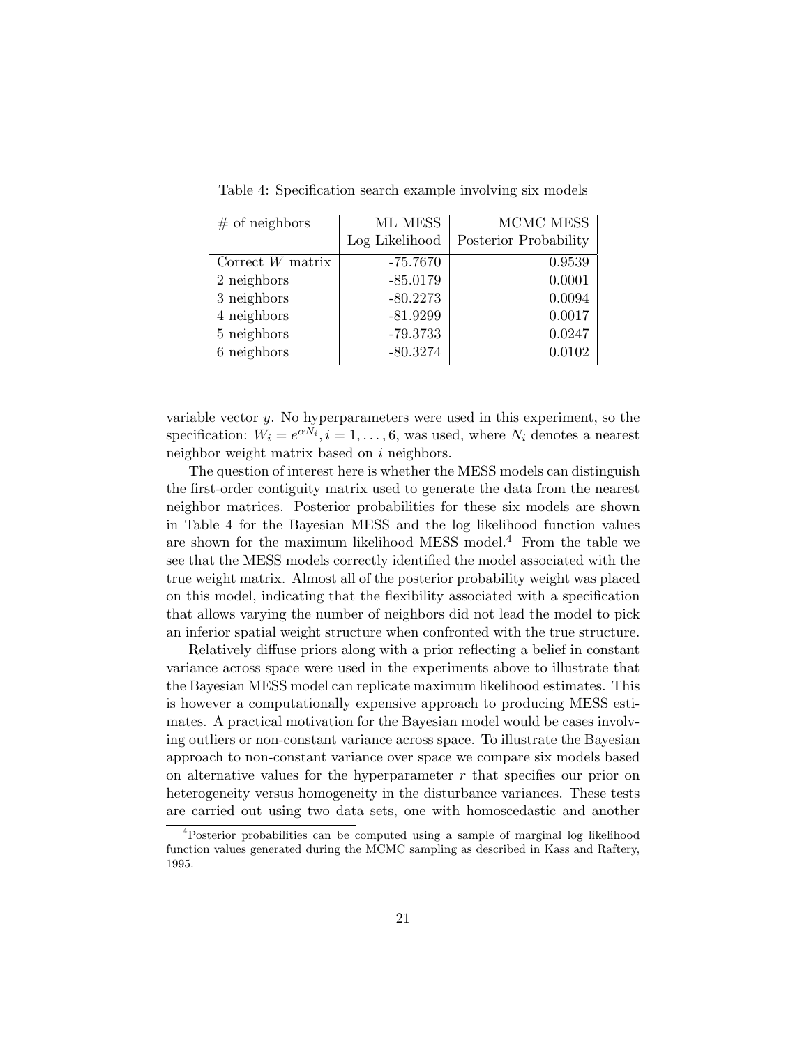Table 4: Specification search example involving six models

| # of neighbors | ML MESS Log Likelihood | MCMC MESS Posterior Probability |
|---|---|---|
| Correct $W$ matrix | -75.7670 | 0.9539 |
| 2 neighbors | -85.0179 | 0.0001 |
| 3 neighbors | -80.2273 | 0.0094 |
| 4 neighbors | -81.9299 | 0.0017 |
| 5 neighbors | -79.3733 | 0.0247 |
| 6 neighbors | -80.3274 | 0.0102 |

variable vector $y$. No hyperparameters were used in this experiment, so the specification: $W_i = e^{\alpha N_i}, i = 1, \ldots, 6$, was used, where $N_i$ denotes a nearest neighbor weight matrix based on $i$ neighbors.

The question of interest here is whether the MESS models can distinguish the first-order contiguity matrix used to generate the data from the nearest neighbor matrices. Posterior probabilities for these six models are shown in Table 4 for the Bayesian MESS and the log likelihood function values are shown for the maximum likelihood MESS model.[4] From the table we see that the MESS models correctly identified the model associated with the true weight matrix. Almost all of the posterior probability weight was placed on this model, indicating that the flexibility associated with a specification that allows varying the number of neighbors did not lead the model to pick an inferior spatial weight structure when confronted with the true structure.

Relatively diffuse priors along with a prior reflecting a belief in constant variance across space were used in the experiments above to illustrate that the Bayesian MESS model can replicate maximum likelihood estimates. This is however a computationally expensive approach to producing MESS estimates. A practical motivation for the Bayesian model would be cases involving outliers or non-constant variance across space. To illustrate the Bayesian approach to non-constant variance over space we compare six models based on alternative values for the hyperparameter $r$ that specifies our prior on heterogeneity versus homogeneity in the disturbance variances. These tests are carried out using two data sets, one with homoscedastic and another

[4]Posterior probabilities can be computed using a sample of marginal log likelihood function values generated during the MCMC sampling as described in Kass and Raftery, 1995.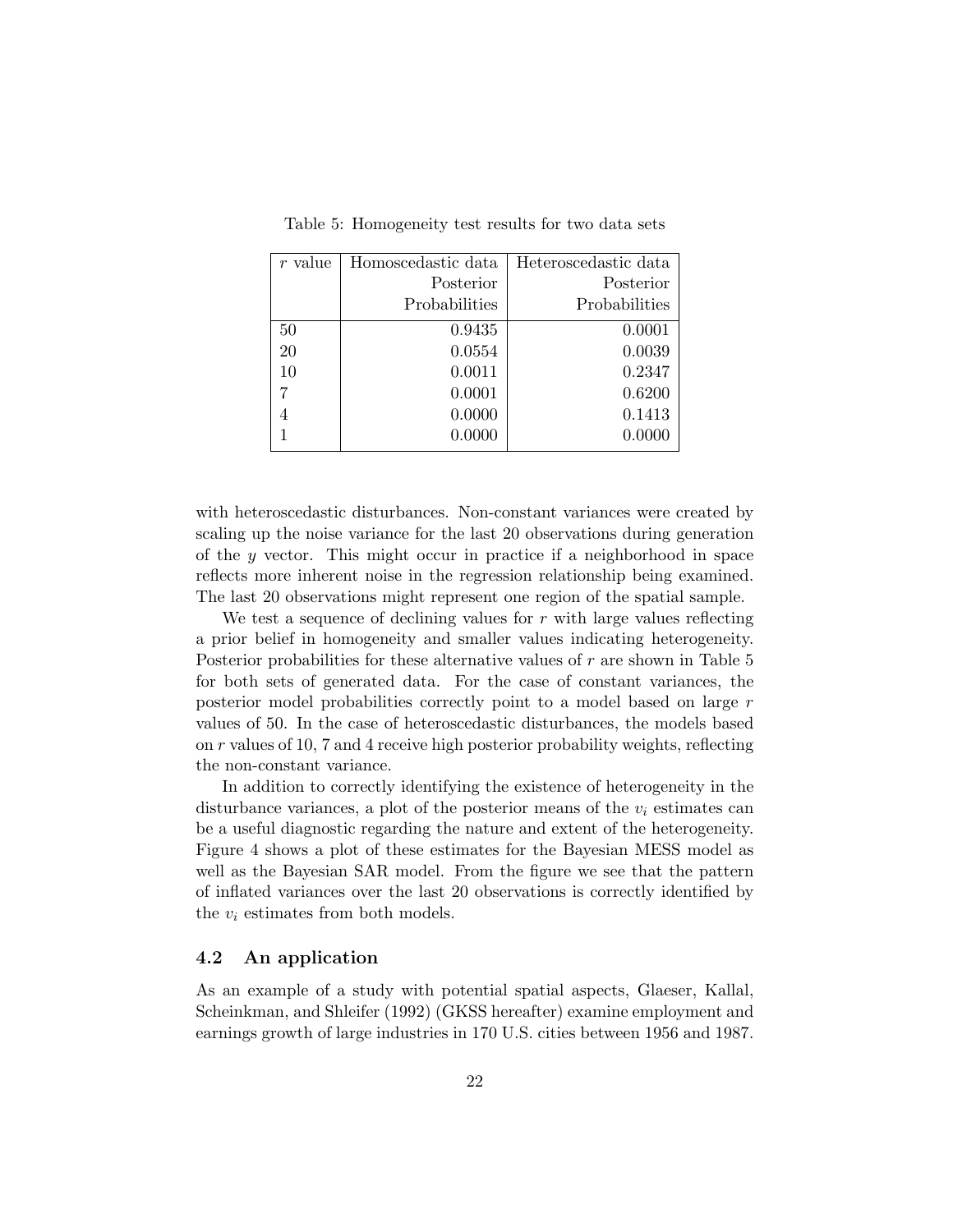Table 5: Homogeneity test results for two data sets

| $r$ value | Homoscedastic data Posterior Probabilities | Heteroscedastic data Posterior Probabilities |
|---|---|---|
| 50 | 0.9435 | 0.0001 |
| 20 | 0.0554 | 0.0039 |
| 10 | 0.0011 | 0.2347 |
| 7 | 0.0001 | 0.6200 |
| 4 | 0.0000 | 0.1413 |
| 1 | 0.0000 | 0.0000 |

with heteroscedastic disturbances. Non-constant variances were created by scaling up the noise variance for the last 20 observations during generation of the $y$ vector. This might occur in practice if a neighborhood in space reflects more inherent noise in the regression relationship being examined. The last 20 observations might represent one region of the spatial sample.

We test a sequence of declining values for $r$ with large values reflecting a prior belief in homogeneity and smaller values indicating heterogeneity. Posterior probabilities for these alternative values of $r$ are shown in Table 5 for both sets of generated data. For the case of constant variances, the posterior model probabilities correctly point to a model based on large $r$ values of 50. In the case of heteroscedastic disturbances, the models based on $r$ values of 10, 7 and 4 receive high posterior probability weights, reflecting the non-constant variance.

In addition to correctly identifying the existence of heterogeneity in the disturbance variances, a plot of the posterior means of the $v_i$ estimates can be a useful diagnostic regarding the nature and extent of the heterogeneity. Figure 4 shows a plot of these estimates for the Bayesian MESS model as well as the Bayesian SAR model. From the figure we see that the pattern of inflated variances over the last 20 observations is correctly identified by the $v_i$ estimates from both models.

### 4.2 An application

As an example of a study with potential spatial aspects, Glaeser, Kallal, Scheinkman, and Shleifer (1992) (GKSS hereafter) examine employment and earnings growth of large industries in 170 U.S. cities between 1956 and 1987.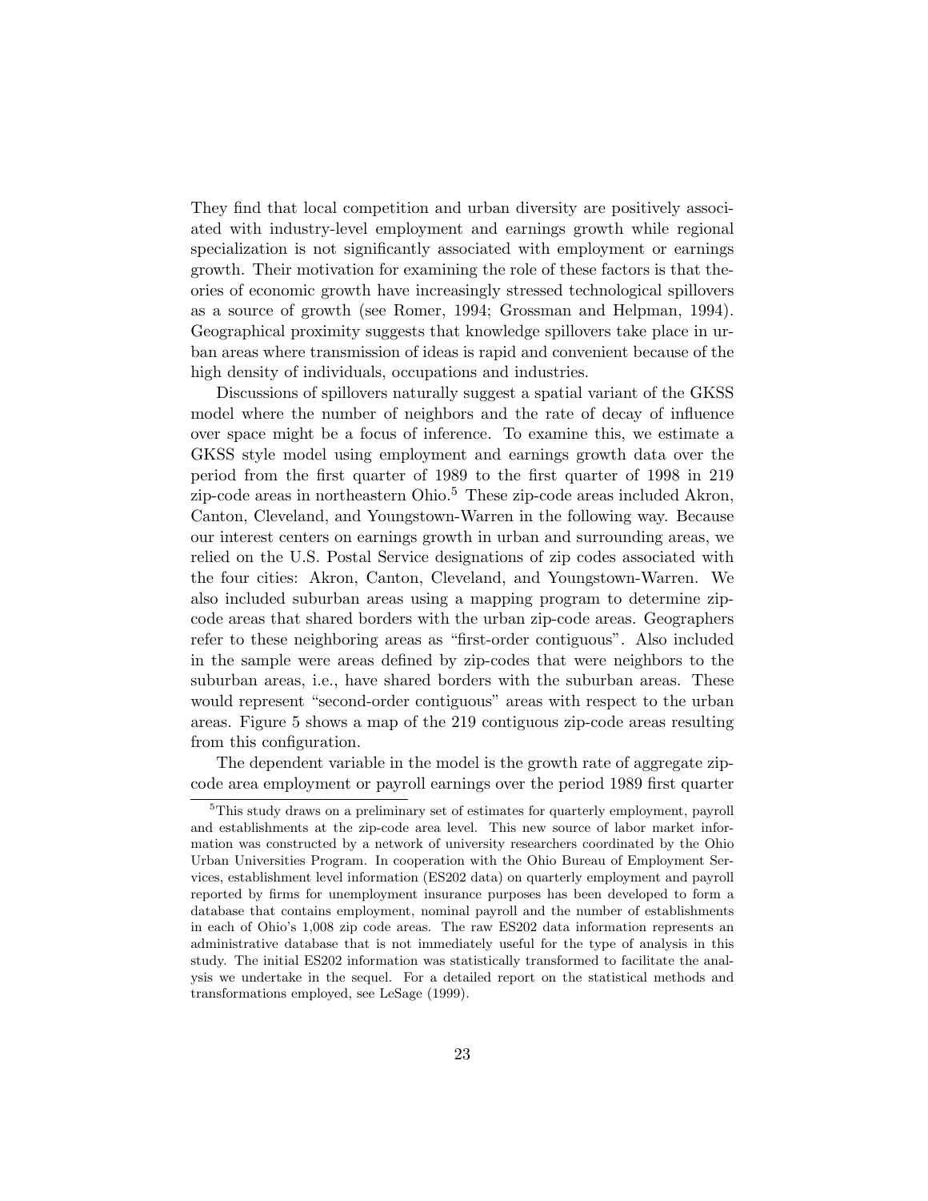They find that local competition and urban diversity are positively associated with industry-level employment and earnings growth while regional specialization is not significantly associated with employment or earnings growth. Their motivation for examining the role of these factors is that theories of economic growth have increasingly stressed technological spillovers as a source of growth (see Romer, 1994; Grossman and Helpman, 1994). Geographical proximity suggests that knowledge spillovers take place in urban areas where transmission of ideas is rapid and convenient because of the high density of individuals, occupations and industries.

Discussions of spillovers naturally suggest a spatial variant of the GKSS model where the number of neighbors and the rate of decay of influence over space might be a focus of inference. To examine this, we estimate a GKSS style model using employment and earnings growth data over the period from the first quarter of 1989 to the first quarter of 1998 in 219 zip-code areas in northeastern Ohio.[5] These zip-code areas included Akron, Canton, Cleveland, and Youngstown-Warren in the following way. Because our interest centers on earnings growth in urban and surrounding areas, we relied on the U.S. Postal Service designations of zip codes associated with the four cities: Akron, Canton, Cleveland, and Youngstown-Warren. We also included suburban areas using a mapping program to determine zip-code areas that shared borders with the urban zip-code areas. Geographers refer to these neighboring areas as "first-order contiguous". Also included in the sample were areas defined by zip-codes that were neighbors to the suburban areas, i.e., have shared borders with the suburban areas. These would represent "second-order contiguous" areas with respect to the urban areas. Figure 5 shows a map of the 219 contiguous zip-code areas resulting from this configuration.

The dependent variable in the model is the growth rate of aggregate zip-code area employment or payroll earnings over the period 1989 first quarter

[5]This study draws on a preliminary set of estimates for quarterly employment, payroll and establishments at the zip-code area level. This new source of labor market information was constructed by a network of university researchers coordinated by the Ohio Urban Universities Program. In cooperation with the Ohio Bureau of Employment Services, establishment level information (ES202 data) on quarterly employment and payroll reported by firms for unemployment insurance purposes has been developed to form a database that contains employment, nominal payroll and the number of establishments in each of Ohio's 1,008 zip code areas. The raw ES202 data information represents an administrative database that is not immediately useful for the type of analysis in this study. The initial ES202 information was statistically transformed to facilitate the analysis we undertake in the sequel. For a detailed report on the statistical methods and transformations employed, see LeSage (1999).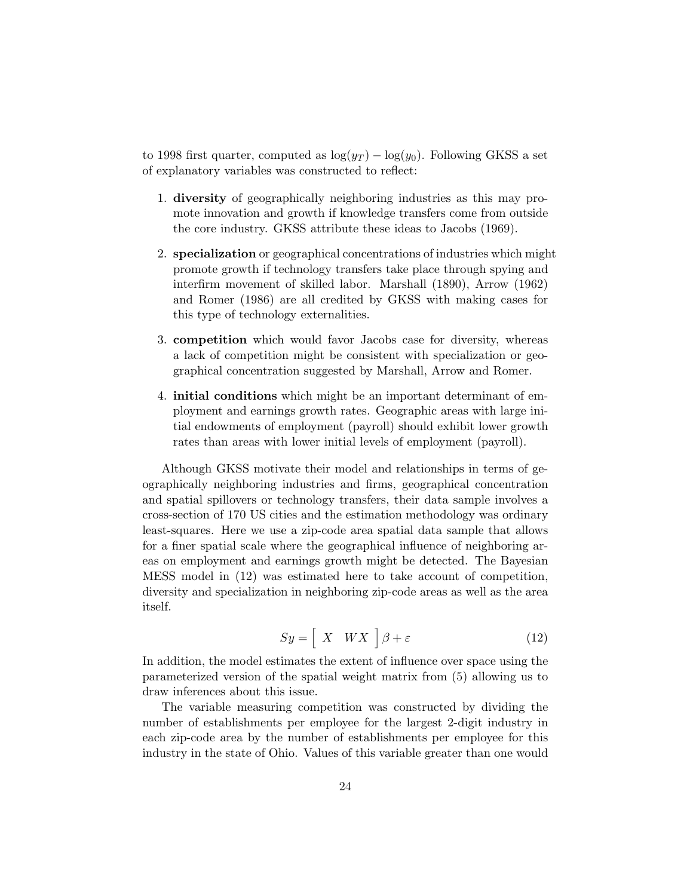to 1998 first quarter, computed as $\log(y_T) - \log(y_0)$. Following GKSS a set of explanatory variables was constructed to reflect:

1. **diversity** of geographically neighboring industries as this may promote innovation and growth if knowledge transfers come from outside the core industry. GKSS attribute these ideas to Jacobs (1969).

2. **specialization** or geographical concentrations of industries which might promote growth if technology transfers take place through spying and interfirm movement of skilled labor. Marshall (1890), Arrow (1962) and Romer (1986) are all credited by GKSS with making cases for this type of technology externalities.

3. **competition** which would favor Jacobs case for diversity, whereas a lack of competition might be consistent with specialization or geographical concentration suggested by Marshall, Arrow and Romer.

4. **initial conditions** which might be an important determinant of employment and earnings growth rates. Geographic areas with large initial endowments of employment (payroll) should exhibit lower growth rates than areas with lower initial levels of employment (payroll).

Although GKSS motivate their model and relationships in terms of geographically neighboring industries and firms, geographical concentration and spatial spillovers or technology transfers, their data sample involves a cross-section of 170 US cities and the estimation methodology was ordinary least-squares. Here we use a zip-code area spatial data sample that allows for a finer spatial scale where the geographical influence of neighboring areas on employment and earnings growth might be detected. The Bayesian MESS model in (12) was estimated here to take account of competition, diversity and specialization in neighboring zip-code areas as well as the area itself.

$$Sy = \begin{bmatrix} X & WX \end{bmatrix} \beta + \varepsilon \tag{12}$$

In addition, the model estimates the extent of influence over space using the parameterized version of the spatial weight matrix from (5) allowing us to draw inferences about this issue.

The variable measuring competition was constructed by dividing the number of establishments per employee for the largest 2-digit industry in each zip-code area by the number of establishments per employee for this industry in the state of Ohio. Values of this variable greater than one would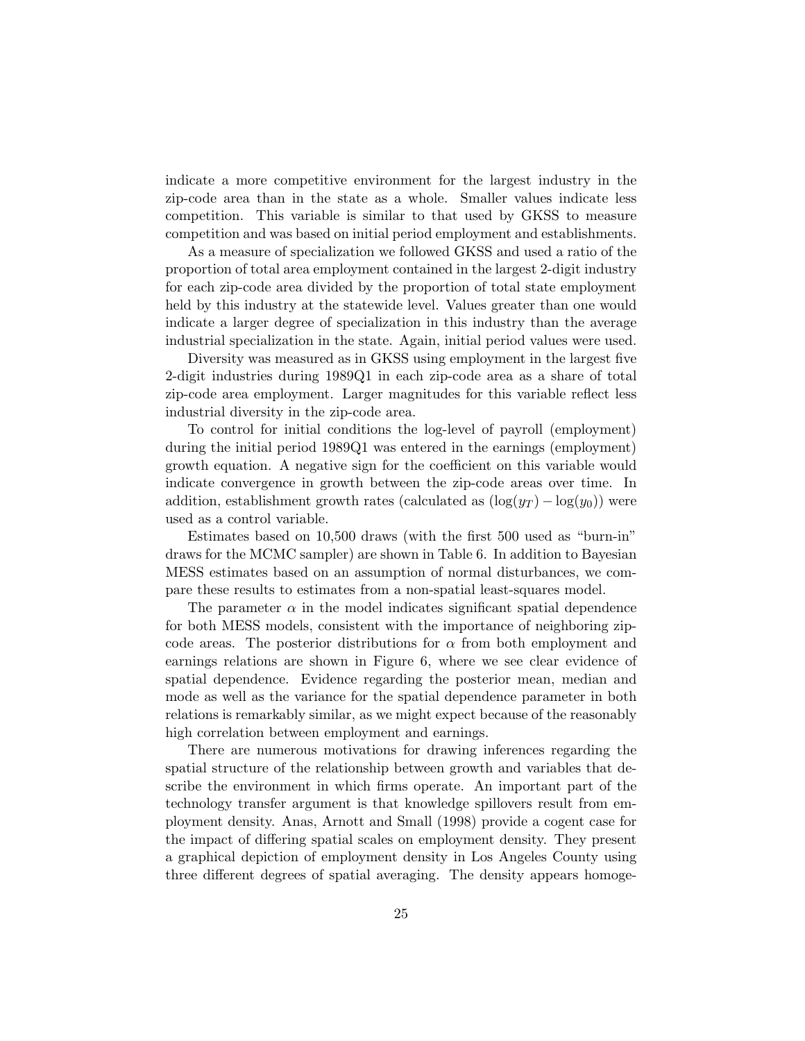indicate a more competitive environment for the largest industry in the zip-code area than in the state as a whole. Smaller values indicate less competition. This variable is similar to that used by GKSS to measure competition and was based on initial period employment and establishments.

As a measure of specialization we followed GKSS and used a ratio of the proportion of total area employment contained in the largest 2-digit industry for each zip-code area divided by the proportion of total state employment held by this industry at the statewide level. Values greater than one would indicate a larger degree of specialization in this industry than the average industrial specialization in the state. Again, initial period values were used.

Diversity was measured as in GKSS using employment in the largest five 2-digit industries during 1989Q1 in each zip-code area as a share of total zip-code area employment. Larger magnitudes for this variable reflect less industrial diversity in the zip-code area.

To control for initial conditions the log-level of payroll (employment) during the initial period 1989Q1 was entered in the earnings (employment) growth equation. A negative sign for the coefficient on this variable would indicate convergence in growth between the zip-code areas over time. In addition, establishment growth rates (calculated as $(\log(y_T) - \log(y_0))$ were used as a control variable.

Estimates based on 10,500 draws (with the first 500 used as "burn-in" draws for the MCMC sampler) are shown in Table 6. In addition to Bayesian MESS estimates based on an assumption of normal disturbances, we compare these results to estimates from a non-spatial least-squares model.

The parameter $\alpha$ in the model indicates significant spatial dependence for both MESS models, consistent with the importance of neighboring zip-code areas. The posterior distributions for $\alpha$ from both employment and earnings relations are shown in Figure 6, where we see clear evidence of spatial dependence. Evidence regarding the posterior mean, median and mode as well as the variance for the spatial dependence parameter in both relations is remarkably similar, as we might expect because of the reasonably high correlation between employment and earnings.

There are numerous motivations for drawing inferences regarding the spatial structure of the relationship between growth and variables that describe the environment in which firms operate. An important part of the technology transfer argument is that knowledge spillovers result from employment density. Anas, Arnott and Small (1998) provide a cogent case for the impact of differing spatial scales on employment density. They present a graphical depiction of employment density in Los Angeles County using three different degrees of spatial averaging. The density appears homoge-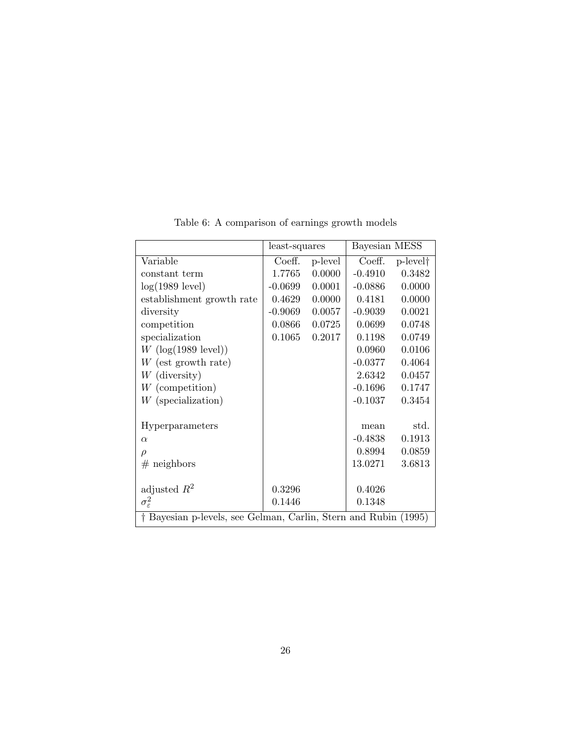Table 6: A comparison of earnings growth models

| | least-squares | | Bayesian MESS | |
|---|---|---|---|---|
| Variable | Coeff. | p-level | Coeff. | p-level† |
| constant term | 1.7765 | 0.0000 | -0.4910 | 0.3482 |
| log(1989 level) | -0.0699 | 0.0001 | -0.0886 | 0.0000 |
| establishment growth rate | 0.4629 | 0.0000 | 0.4181 | 0.0000 |
| diversity | -0.9069 | 0.0057 | -0.9039 | 0.0021 |
| competition | 0.0866 | 0.0725 | 0.0699 | 0.0748 |
| specialization | 0.1065 | 0.2017 | 0.1198 | 0.0749 |
| $W$ (log(1989 level)) | | | 0.0960 | 0.0106 |
| $W$ (est growth rate) | | | -0.0377 | 0.4064 |
| $W$ (diversity) | | | 2.6342 | 0.0457 |
| $W$ (competition) | | | -0.1696 | 0.1747 |
| $W$ (specialization) | | | -0.1037 | 0.3454 |
| | | | | |
| Hyperparameters | | | mean | std. |
| $\alpha$ | | | -0.4838 | 0.1913 |
| $\rho$ | | | 0.8994 | 0.0859 |
| # neighbors | | | 13.0271 | 3.6813 |
| | | | | |
| adjusted $R^2$ | 0.3296 | | 0.4026 | |
| $\sigma_\varepsilon^2$ | 0.1446 | | 0.1348 | |

† Bayesian p-levels, see Gelman, Carlin, Stern and Rubin (1995)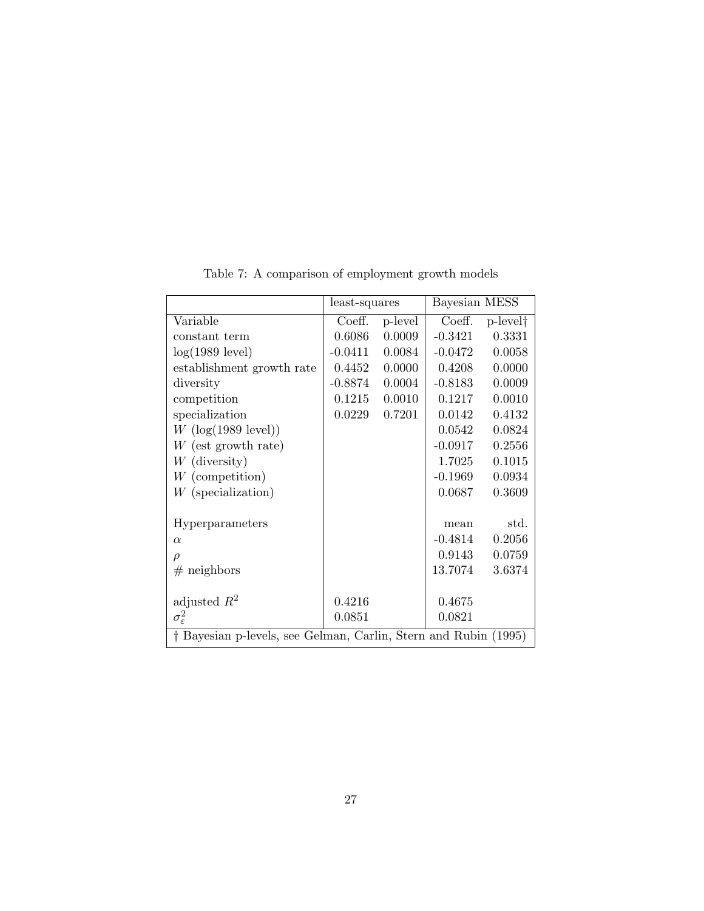Table 7: A comparison of employment growth models

| | least-squares | | Bayesian MESS | |
|---|---|---|---|---|
| Variable | Coeff. | p-level | Coeff. | p-level† |
| constant term | 0.6086 | 0.0009 | -0.3421 | 0.3331 |
| log(1989 level) | -0.0411 | 0.0084 | -0.0472 | 0.0058 |
| establishment growth rate | 0.4452 | 0.0000 | 0.4208 | 0.0000 |
| diversity | -0.8874 | 0.0004 | -0.8183 | 0.0009 |
| competition | 0.1215 | 0.0010 | 0.1217 | 0.0010 |
| specialization | 0.0229 | 0.7201 | 0.0142 | 0.4132 |
| $W$ (log(1989 level)) | | | 0.0542 | 0.0824 |
| $W$ (est growth rate) | | | -0.0917 | 0.2556 |
| $W$ (diversity) | | | 1.7025 | 0.1015 |
| $W$ (competition) | | | -0.1969 | 0.0934 |
| $W$ (specialization) | | | 0.0687 | 0.3609 |
| | | | | |
| Hyperparameters | | | mean | std. |
| $\alpha$ | | | -0.4814 | 0.2056 |
| $\rho$ | | | 0.9143 | 0.0759 |
| # neighbors | | | 13.7074 | 3.6374 |
| | | | | |
| adjusted $R^2$ | 0.4216 | | 0.4675 | |
| $\sigma_\varepsilon^2$ | 0.0851 | | 0.0821 | |

† Bayesian p-levels, see Gelman, Carlin, Stern and Rubin (1995)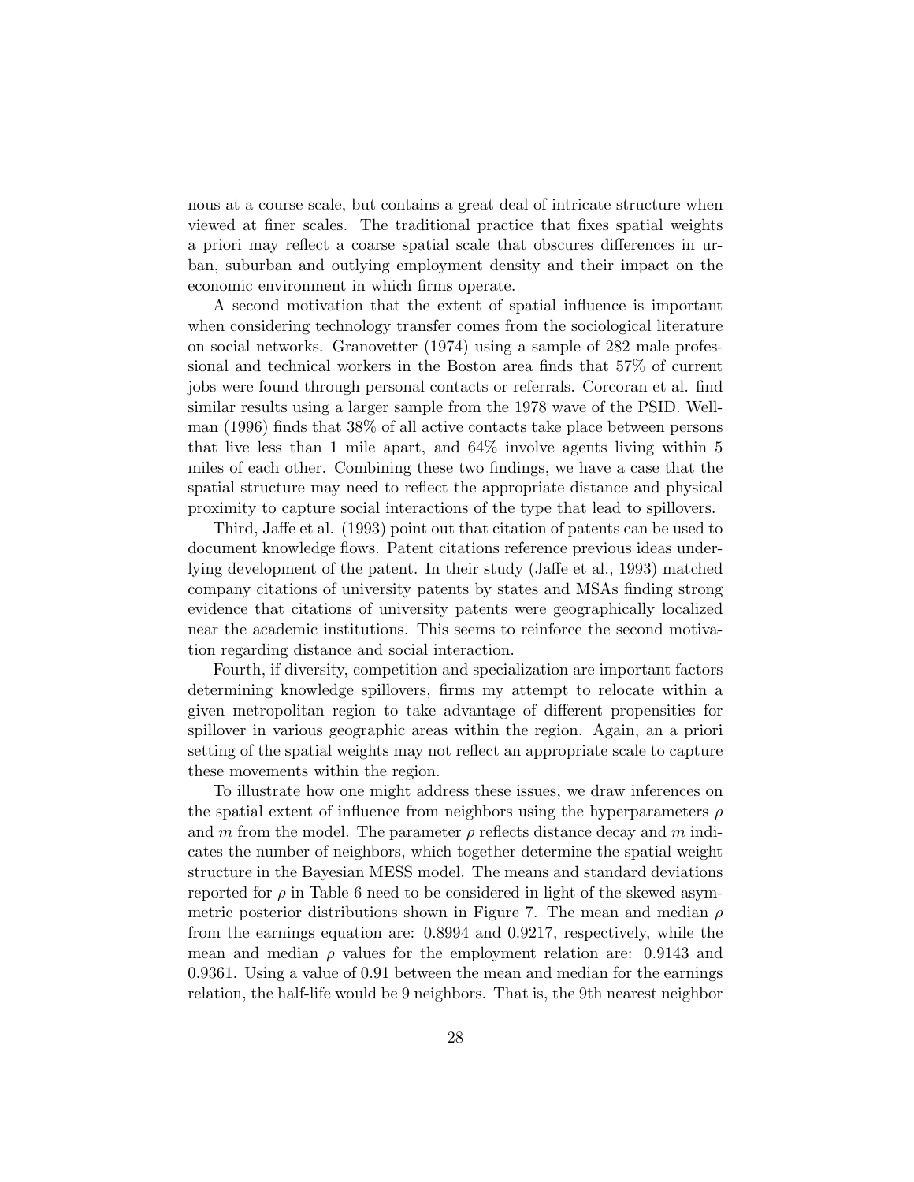nous at a course scale, but contains a great deal of intricate structure when viewed at finer scales. The traditional practice that fixes spatial weights a priori may reflect a coarse spatial scale that obscures differences in urban, suburban and outlying employment density and their impact on the economic environment in which firms operate.

A second motivation that the extent of spatial influence is important when considering technology transfer comes from the sociological literature on social networks. Granovetter (1974) using a sample of 282 male professional and technical workers in the Boston area finds that 57% of current jobs were found through personal contacts or referrals. Corcoran et al. find similar results using a larger sample from the 1978 wave of the PSID. Wellman (1996) finds that 38% of all active contacts take place between persons that live less than 1 mile apart, and 64% involve agents living within 5 miles of each other. Combining these two findings, we have a case that the spatial structure may need to reflect the appropriate distance and physical proximity to capture social interactions of the type that lead to spillovers.

Third, Jaffe et al. (1993) point out that citation of patents can be used to document knowledge flows. Patent citations reference previous ideas underlying development of the patent. In their study (Jaffe et al., 1993) matched company citations of university patents by states and MSAs finding strong evidence that citations of university patents were geographically localized near the academic institutions. This seems to reinforce the second motivation regarding distance and social interaction.

Fourth, if diversity, competition and specialization are important factors determining knowledge spillovers, firms my attempt to relocate within a given metropolitan region to take advantage of different propensities for spillover in various geographic areas within the region. Again, an a priori setting of the spatial weights may not reflect an appropriate scale to capture these movements within the region.

To illustrate how one might address these issues, we draw inferences on the spatial extent of influence from neighbors using the hyperparameters $\rho$ and $m$ from the model. The parameter $\rho$ reflects distance decay and $m$ indicates the number of neighbors, which together determine the spatial weight structure in the Bayesian MESS model. The means and standard deviations reported for $\rho$ in Table 6 need to be considered in light of the skewed asymmetric posterior distributions shown in Figure 7. The mean and median $\rho$ from the earnings equation are: 0.8994 and 0.9217, respectively, while the mean and median $\rho$ values for the employment relation are: 0.9143 and 0.9361. Using a value of 0.91 between the mean and median for the earnings relation, the half-life would be 9 neighbors. That is, the 9th nearest neighbor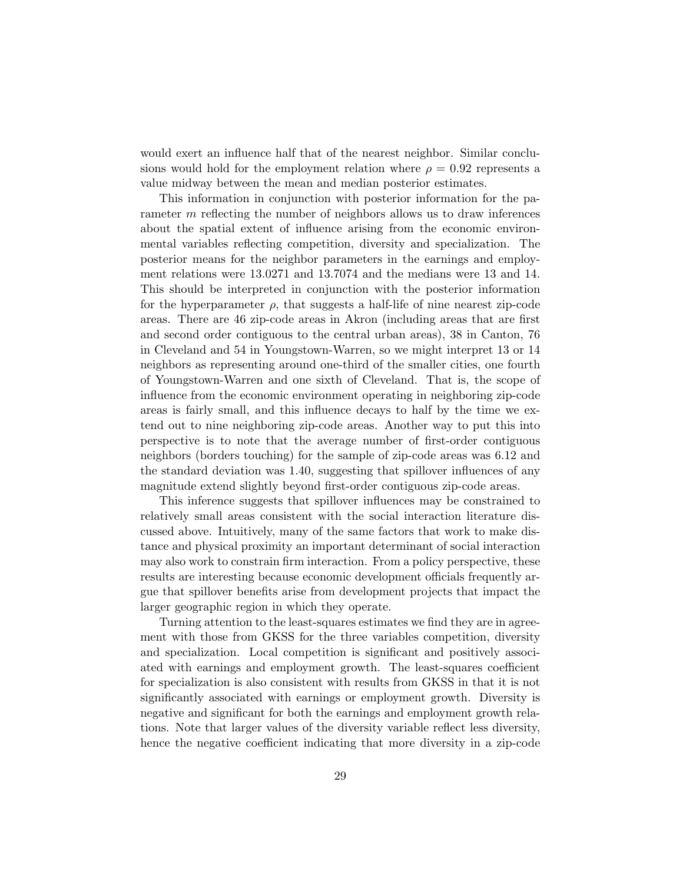would exert an influence half that of the nearest neighbor. Similar conclusions would hold for the employment relation where $\rho = 0.92$ represents a value midway between the mean and median posterior estimates.

This information in conjunction with posterior information for the parameter $m$ reflecting the number of neighbors allows us to draw inferences about the spatial extent of influence arising from the economic environmental variables reflecting competition, diversity and specialization. The posterior means for the neighbor parameters in the earnings and employment relations were 13.0271 and 13.7074 and the medians were 13 and 14. This should be interpreted in conjunction with the posterior information for the hyperparameter $\rho$, that suggests a half-life of nine nearest zip-code areas. There are 46 zip-code areas in Akron (including areas that are first and second order contiguous to the central urban areas), 38 in Canton, 76 in Cleveland and 54 in Youngstown-Warren, so we might interpret 13 or 14 neighbors as representing around one-third of the smaller cities, one fourth of Youngstown-Warren and one sixth of Cleveland. That is, the scope of influence from the economic environment operating in neighboring zip-code areas is fairly small, and this influence decays to half by the time we extend out to nine neighboring zip-code areas. Another way to put this into perspective is to note that the average number of first-order contiguous neighbors (borders touching) for the sample of zip-code areas was 6.12 and the standard deviation was 1.40, suggesting that spillover influences of any magnitude extend slightly beyond first-order contiguous zip-code areas.

This inference suggests that spillover influences may be constrained to relatively small areas consistent with the social interaction literature discussed above. Intuitively, many of the same factors that work to make distance and physical proximity an important determinant of social interaction may also work to constrain firm interaction. From a policy perspective, these results are interesting because economic development officials frequently argue that spillover benefits arise from development projects that impact the larger geographic region in which they operate.

Turning attention to the least-squares estimates we find they are in agreement with those from GKSS for the three variables competition, diversity and specialization. Local competition is significant and positively associated with earnings and employment growth. The least-squares coefficient for specialization is also consistent with results from GKSS in that it is not significantly associated with earnings or employment growth. Diversity is negative and significant for both the earnings and employment growth relations. Note that larger values of the diversity variable reflect less diversity, hence the negative coefficient indicating that more diversity in a zip-code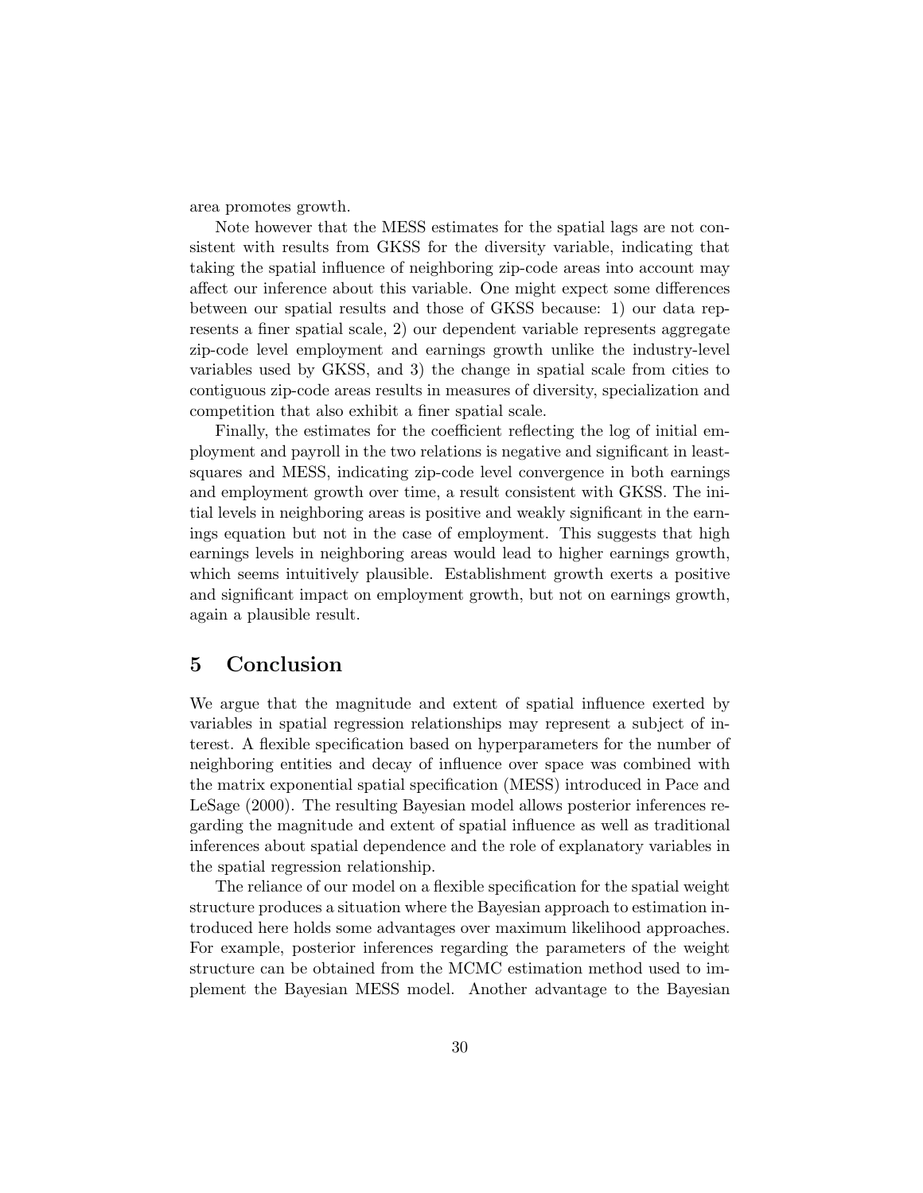area promotes growth.

Note however that the MESS estimates for the spatial lags are not consistent with results from GKSS for the diversity variable, indicating that taking the spatial influence of neighboring zip-code areas into account may affect our inference about this variable. One might expect some differences between our spatial results and those of GKSS because: 1) our data represents a finer spatial scale, 2) our dependent variable represents aggregate zip-code level employment and earnings growth unlike the industry-level variables used by GKSS, and 3) the change in spatial scale from cities to contiguous zip-code areas results in measures of diversity, specialization and competition that also exhibit a finer spatial scale.

Finally, the estimates for the coefficient reflecting the log of initial employment and payroll in the two relations is negative and significant in least-squares and MESS, indicating zip-code level convergence in both earnings and employment growth over time, a result consistent with GKSS. The initial levels in neighboring areas is positive and weakly significant in the earnings equation but not in the case of employment. This suggests that high earnings levels in neighboring areas would lead to higher earnings growth, which seems intuitively plausible. Establishment growth exerts a positive and significant impact on employment growth, but not on earnings growth, again a plausible result.

# 5 Conclusion

We argue that the magnitude and extent of spatial influence exerted by variables in spatial regression relationships may represent a subject of interest. A flexible specification based on hyperparameters for the number of neighboring entities and decay of influence over space was combined with the matrix exponential spatial specification (MESS) introduced in Pace and LeSage (2000). The resulting Bayesian model allows posterior inferences regarding the magnitude and extent of spatial influence as well as traditional inferences about spatial dependence and the role of explanatory variables in the spatial regression relationship.

The reliance of our model on a flexible specification for the spatial weight structure produces a situation where the Bayesian approach to estimation introduced here holds some advantages over maximum likelihood approaches. For example, posterior inferences regarding the parameters of the weight structure can be obtained from the MCMC estimation method used to implement the Bayesian MESS model. Another advantage to the Bayesian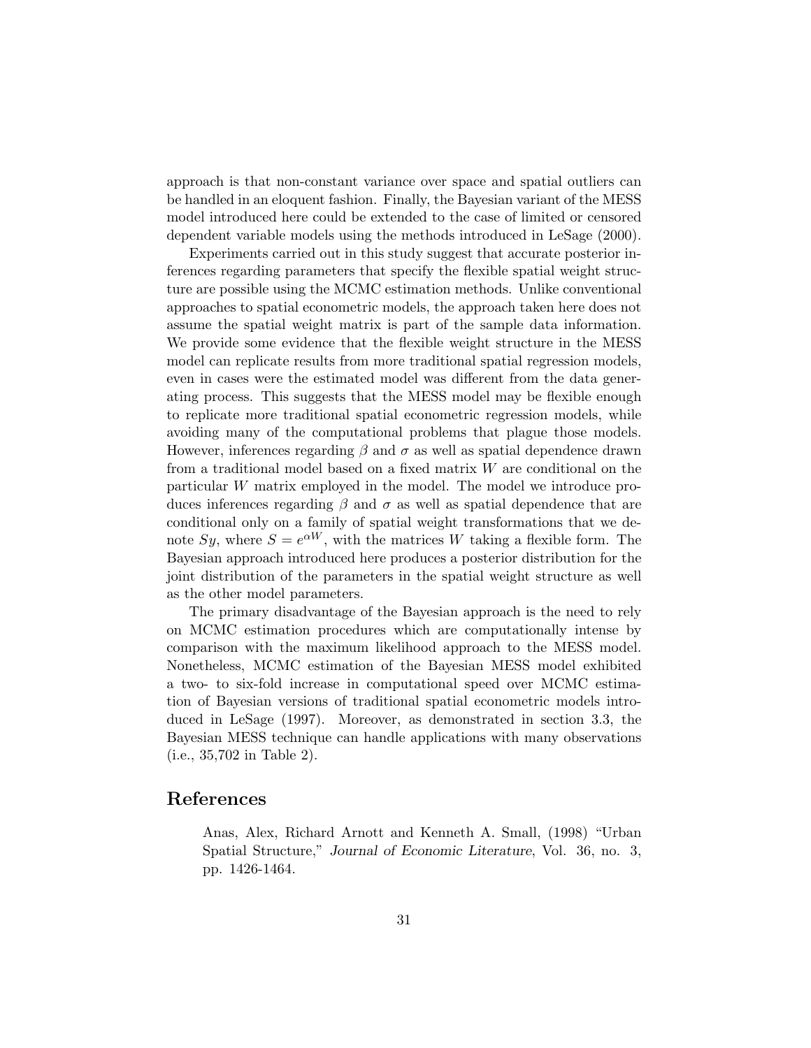approach is that non-constant variance over space and spatial outliers can be handled in an eloquent fashion. Finally, the Bayesian variant of the MESS model introduced here could be extended to the case of limited or censored dependent variable models using the methods introduced in LeSage (2000).

Experiments carried out in this study suggest that accurate posterior inferences regarding parameters that specify the flexible spatial weight structure are possible using the MCMC estimation methods. Unlike conventional approaches to spatial econometric models, the approach taken here does not assume the spatial weight matrix is part of the sample data information. We provide some evidence that the flexible weight structure in the MESS model can replicate results from more traditional spatial regression models, even in cases were the estimated model was different from the data generating process. This suggests that the MESS model may be flexible enough to replicate more traditional spatial econometric regression models, while avoiding many of the computational problems that plague those models. However, inferences regarding $\beta$ and $\sigma$ as well as spatial dependence drawn from a traditional model based on a fixed matrix $W$ are conditional on the particular $W$ matrix employed in the model. The model we introduce produces inferences regarding $\beta$ and $\sigma$ as well as spatial dependence that are conditional only on a family of spatial weight transformations that we denote $Sy$, where $S = e^{\alpha W}$, with the matrices $W$ taking a flexible form. The Bayesian approach introduced here produces a posterior distribution for the joint distribution of the parameters in the spatial weight structure as well as the other model parameters.

The primary disadvantage of the Bayesian approach is the need to rely on MCMC estimation procedures which are computationally intense by comparison with the maximum likelihood approach to the MESS model. Nonetheless, MCMC estimation of the Bayesian MESS model exhibited a two- to six-fold increase in computational speed over MCMC estimation of Bayesian versions of traditional spatial econometric models introduced in LeSage (1997). Moreover, as demonstrated in section 3.3, the Bayesian MESS technique can handle applications with many observations (i.e., 35,702 in Table 2).

# References

Anas, Alex, Richard Arnott and Kenneth A. Small, (1998) "Urban Spatial Structure," *Journal of Economic Literature*, Vol. 36, no. 3, pp. 1426-1464.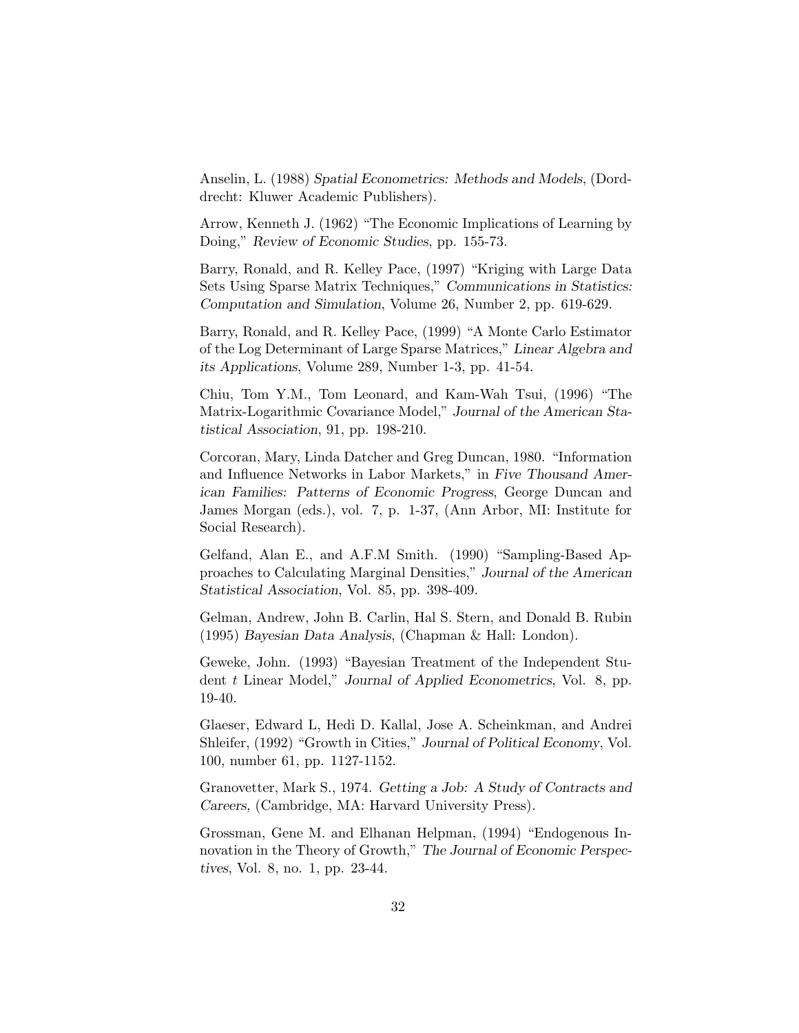Anselin, L. (1988) *Spatial Econometrics: Methods and Models*, (Dorddrecht: Kluwer Academic Publishers).

Arrow, Kenneth J. (1962) "The Economic Implications of Learning by Doing," *Review of Economic Studies*, pp. 155-73.

Barry, Ronald, and R. Kelley Pace, (1997) "Kriging with Large Data Sets Using Sparse Matrix Techniques," *Communications in Statistics: Computation and Simulation*, Volume 26, Number 2, pp. 619-629.

Barry, Ronald, and R. Kelley Pace, (1999) "A Monte Carlo Estimator of the Log Determinant of Large Sparse Matrices," *Linear Algebra and its Applications*, Volume 289, Number 1-3, pp. 41-54.

Chiu, Tom Y.M., Tom Leonard, and Kam-Wah Tsui, (1996) "The Matrix-Logarithmic Covariance Model," *Journal of the American Statistical Association*, 91, pp. 198-210.

Corcoran, Mary, Linda Datcher and Greg Duncan, 1980. "Information and Influence Networks in Labor Markets," in *Five Thousand American Families: Patterns of Economic Progress*, George Duncan and James Morgan (eds.), vol. 7, p. 1-37, (Ann Arbor, MI: Institute for Social Research).

Gelfand, Alan E., and A.F.M Smith. (1990) "Sampling-Based Approaches to Calculating Marginal Densities," *Journal of the American Statistical Association*, Vol. 85, pp. 398-409.

Gelman, Andrew, John B. Carlin, Hal S. Stern, and Donald B. Rubin (1995) *Bayesian Data Analysis*, (Chapman & Hall: London).

Geweke, John. (1993) "Bayesian Treatment of the Independent Student $t$ Linear Model," *Journal of Applied Econometrics*, Vol. 8, pp. 19-40.

Glaeser, Edward L, Hedi D. Kallal, Jose A. Scheinkman, and Andrei Shleifer, (1992) "Growth in Cities," *Journal of Political Economy*, Vol. 100, number 61, pp. 1127-1152.

Granovetter, Mark S., 1974. *Getting a Job: A Study of Contracts and Careers*, (Cambridge, MA: Harvard University Press).

Grossman, Gene M. and Elhanan Helpman, (1994) "Endogenous Innovation in the Theory of Growth," *The Journal of Economic Perspectives*, Vol. 8, no. 1, pp. 23-44.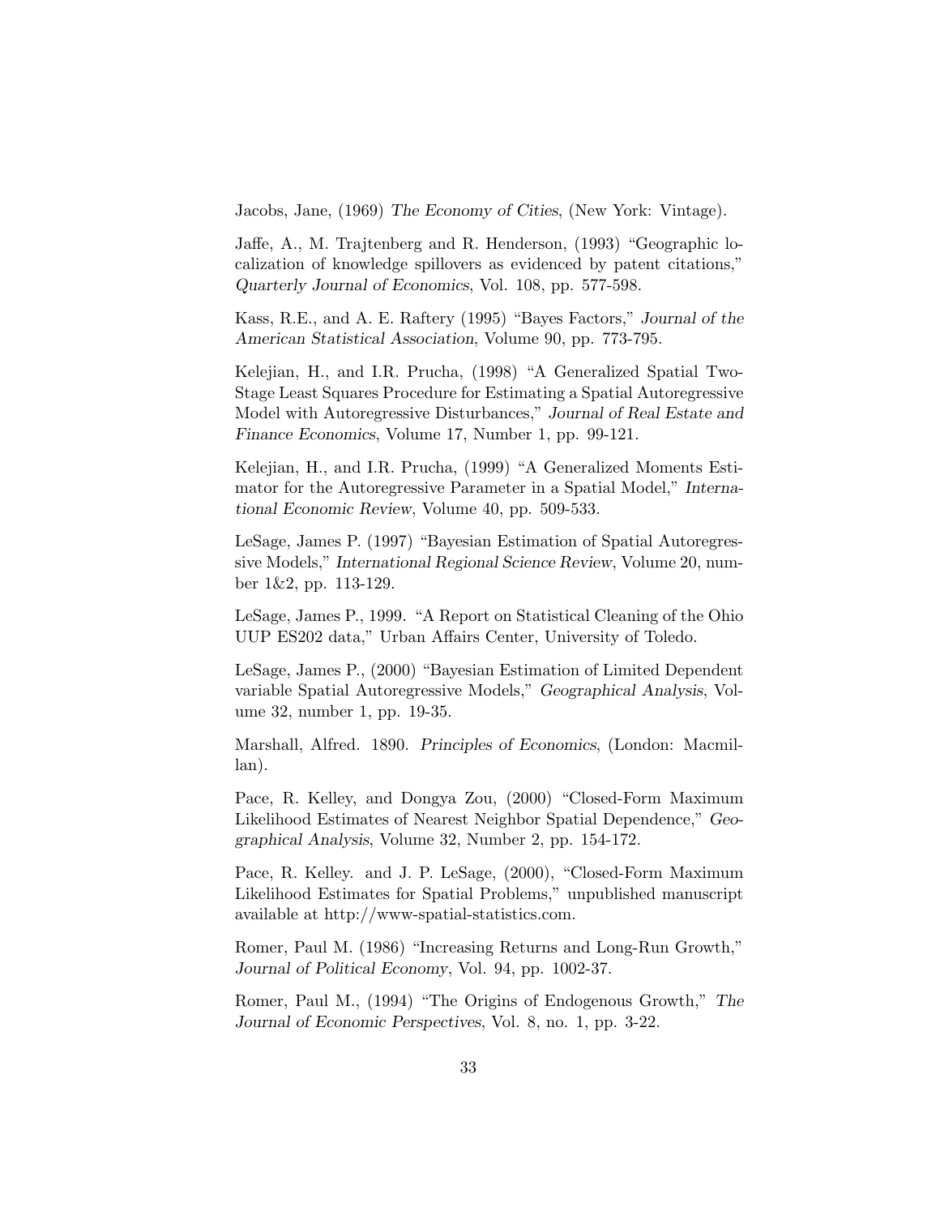Jacobs, Jane, (1969) *The Economy of Cities*, (New York: Vintage).

Jaffe, A., M. Trajtenberg and R. Henderson, (1993) "Geographic localization of knowledge spillovers as evidenced by patent citations," *Quarterly Journal of Economics*, Vol. 108, pp. 577-598.

Kass, R.E., and A. E. Raftery (1995) "Bayes Factors," *Journal of the American Statistical Association*, Volume 90, pp. 773-795.

Kelejian, H., and I.R. Prucha, (1998) "A Generalized Spatial Two-Stage Least Squares Procedure for Estimating a Spatial Autoregressive Model with Autoregressive Disturbances," *Journal of Real Estate and Finance Economics*, Volume 17, Number 1, pp. 99-121.

Kelejian, H., and I.R. Prucha, (1999) "A Generalized Moments Estimator for the Autoregressive Parameter in a Spatial Model," *International Economic Review*, Volume 40, pp. 509-533.

LeSage, James P. (1997) "Bayesian Estimation of Spatial Autoregressive Models," *International Regional Science Review*, Volume 20, number 1&2, pp. 113-129.

LeSage, James P., 1999. "A Report on Statistical Cleaning of the Ohio UUP ES202 data," Urban Affairs Center, University of Toledo.

LeSage, James P., (2000) "Bayesian Estimation of Limited Dependent variable Spatial Autoregressive Models," *Geographical Analysis*, Volume 32, number 1, pp. 19-35.

Marshall, Alfred. 1890. *Principles of Economics*, (London: Macmillan).

Pace, R. Kelley, and Dongya Zou, (2000) "Closed-Form Maximum Likelihood Estimates of Nearest Neighbor Spatial Dependence," *Geographical Analysis*, Volume 32, Number 2, pp. 154-172.

Pace, R. Kelley. and J. P. LeSage, (2000), "Closed-Form Maximum Likelihood Estimates for Spatial Problems," unpublished manuscript available at http://www-spatial-statistics.com.

Romer, Paul M. (1986) "Increasing Returns and Long-Run Growth," *Journal of Political Economy*, Vol. 94, pp. 1002-37.

Romer, Paul M., (1994) "The Origins of Endogenous Growth," *The Journal of Economic Perspectives*, Vol. 8, no. 1, pp. 3-22.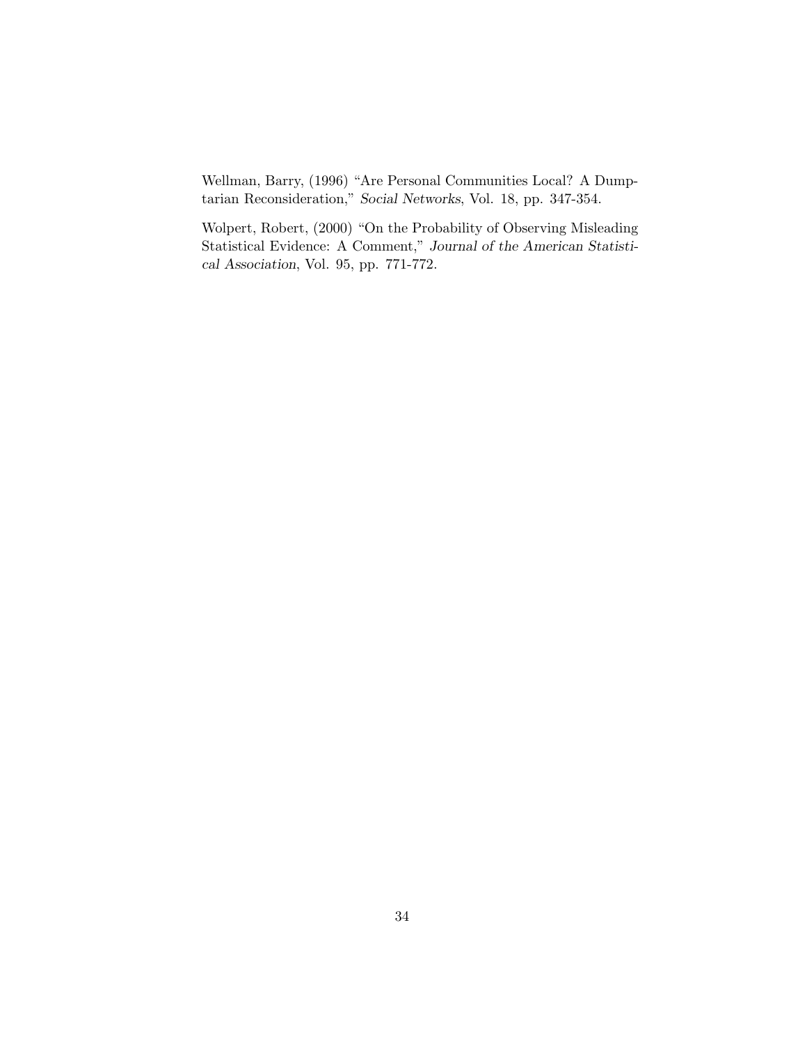Wellman, Barry, (1996) "Are Personal Communities Local? A Dumptarian Reconsideration," *Social Networks*, Vol. 18, pp. 347-354.

Wolpert, Robert, (2000) "On the Probability of Observing Misleading Statistical Evidence: A Comment," *Journal of the American Statistical Association*, Vol. 95, pp. 771-772.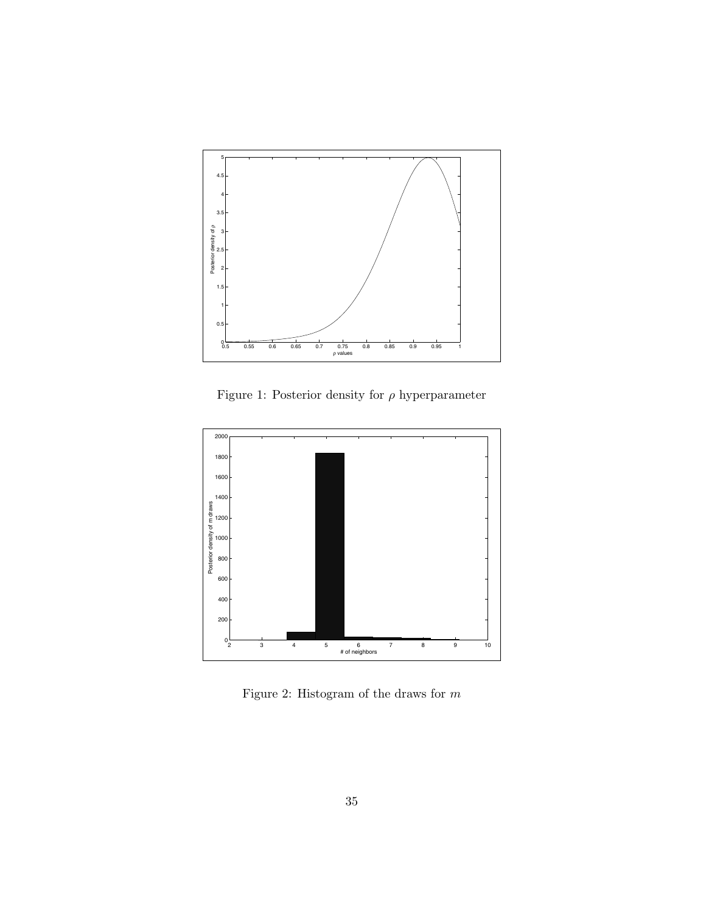Figure 1: Posterior density for $\rho$ hyperparameter

Figure 2: Histogram of the draws for $m$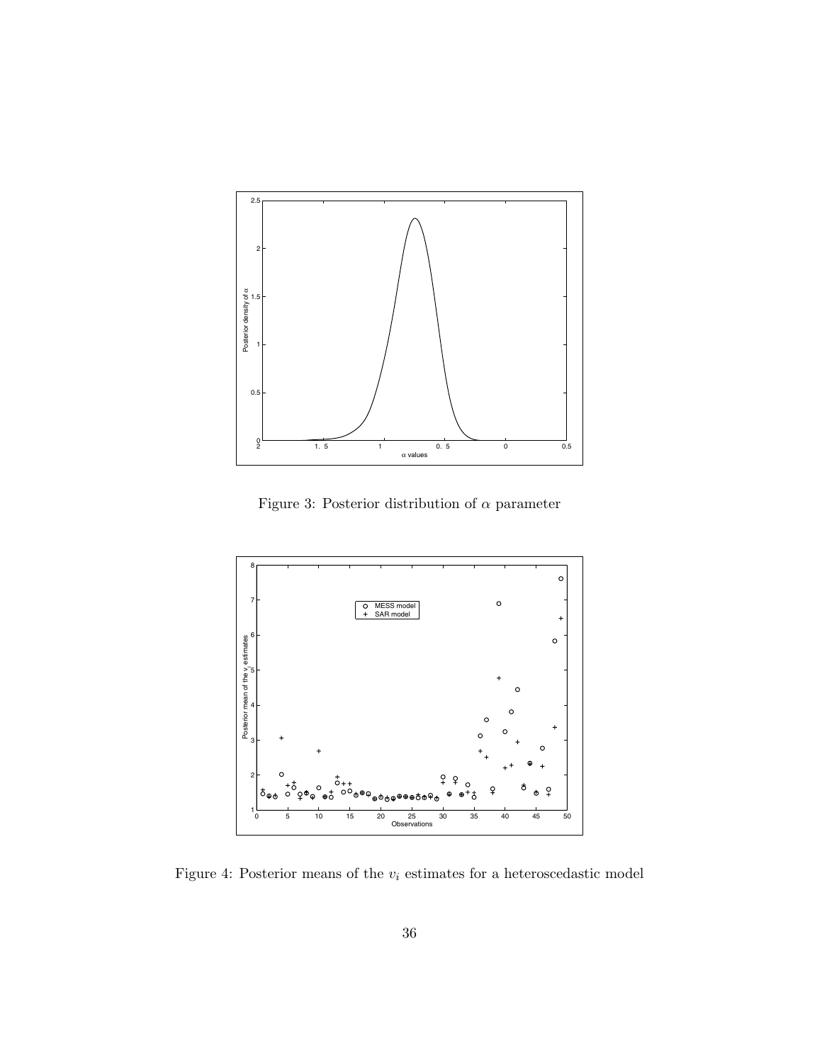Figure 3: Posterior distribution of $\alpha$ parameter

Figure 4: Posterior means of the $v_i$ estimates for a heteroscedastic model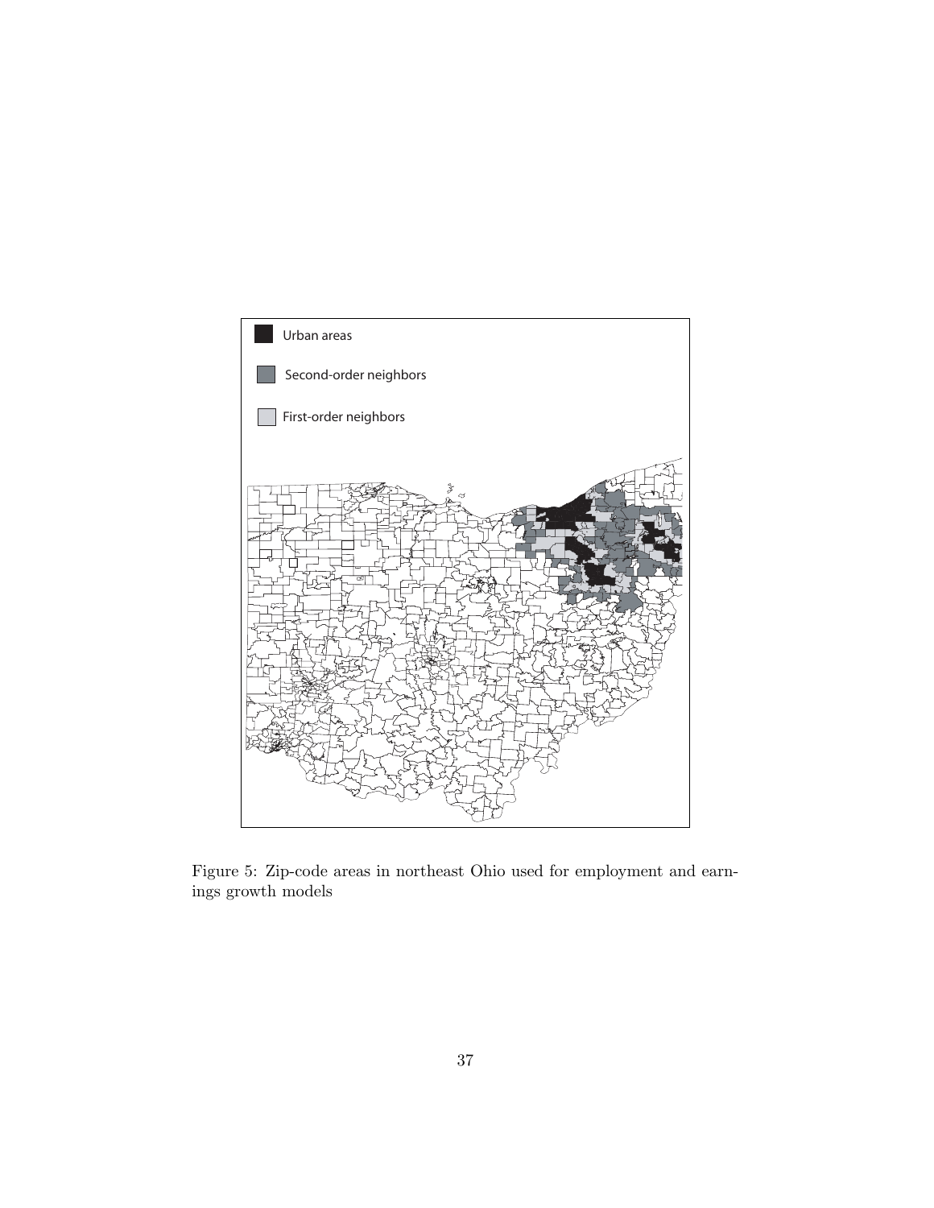Figure 5: Zip-code areas in northeast Ohio used for employment and earnings growth models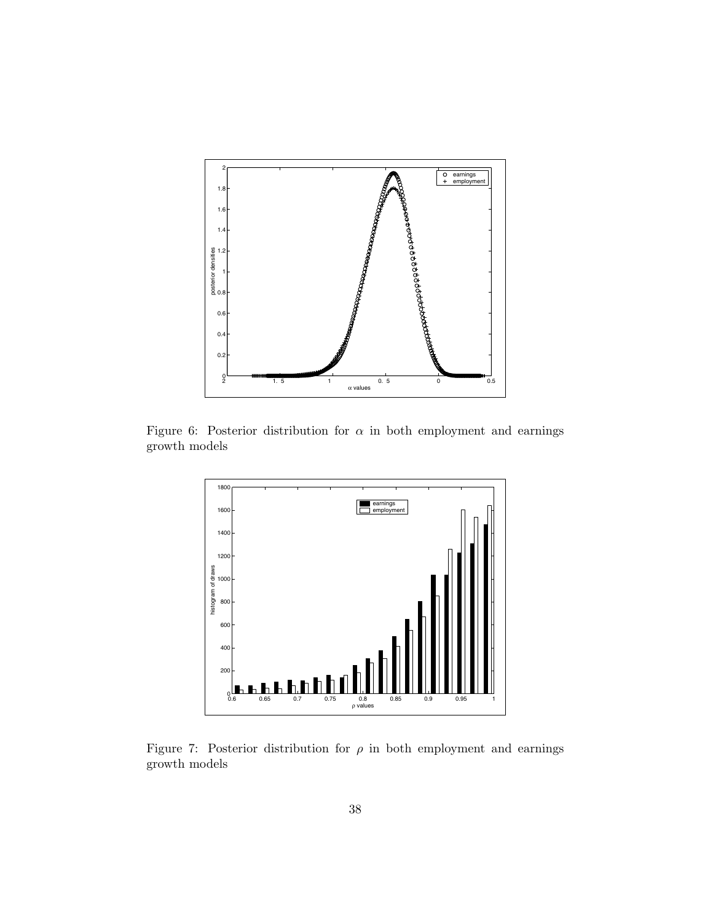posterior densities

α values

earnings
employment

2
1.8
1.6
1.4
1.2
1
0.8
0.6
0.4
0.2
0

2 1. 5 1 0. 5 0 0.5

Figure 6: Posterior distribution for $\alpha$ in both employment and earnings growth models

histogram of draws

ρ values

earnings
employment

1800
1600
1400
1200
1000
800
600
400
200
0

0.6 0.65 0.7 0.75 0.8 0.85 0.9 0.95 1

Figure 7: Posterior distribution for $\rho$ in both employment and earnings growth models